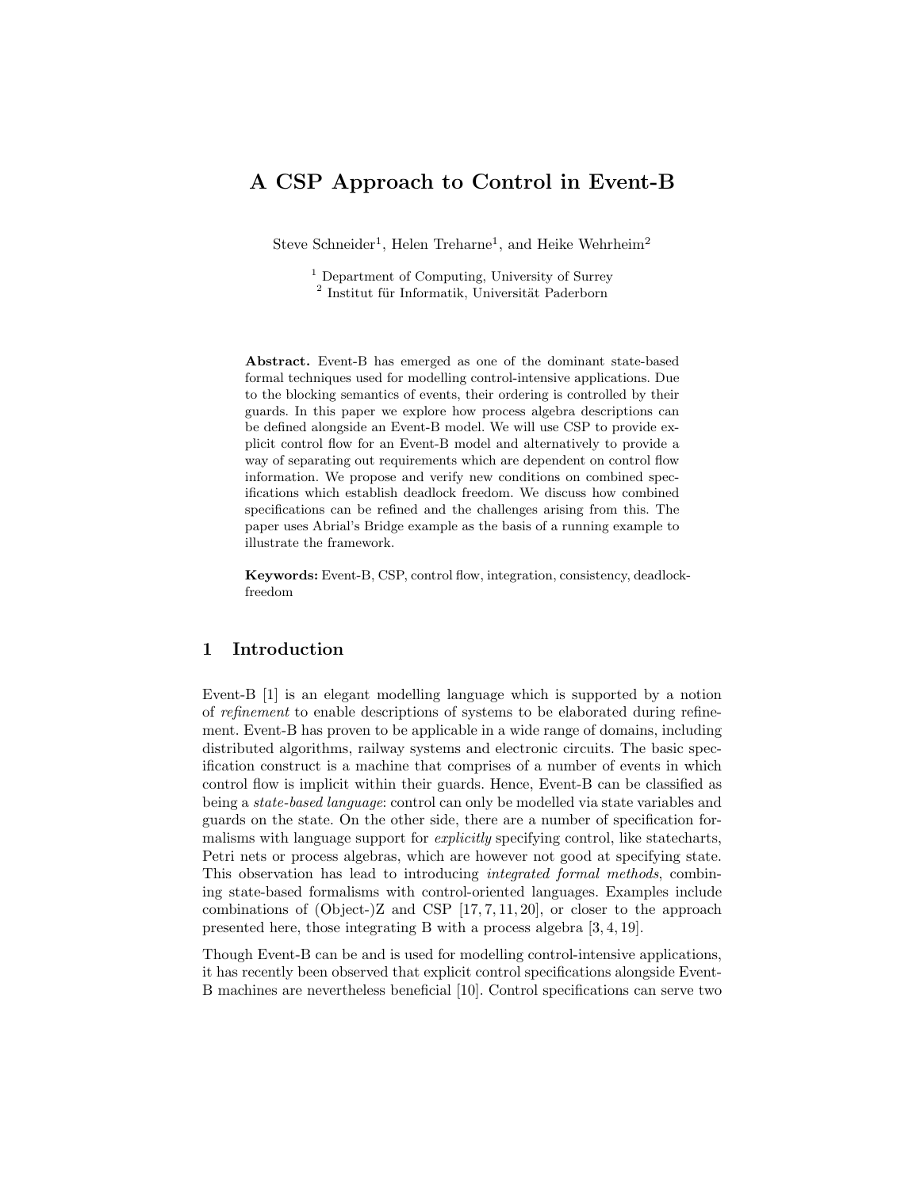# A CSP Approach to Control in Event-B

Steve Schneider[1], Helen Treharne[1], and Heike Wehrheim[2]

[1] Department of Computing, University of Surrey
[2] Institut für Informatik, Universität Paderborn

**Abstract.** Event-B has emerged as one of the dominant state-based formal techniques used for modelling control-intensive applications. Due to the blocking semantics of events, their ordering is controlled by their guards. In this paper we explore how process algebra descriptions can be defined alongside an Event-B model. We will use CSP to provide explicit control flow for an Event-B model and alternatively to provide a way of separating out requirements which are dependent on control flow information. We propose and verify new conditions on combined specifications which establish deadlock freedom. We discuss how combined specifications can be refined and the challenges arising from this. The paper uses Abrial's Bridge example as the basis of a running example to illustrate the framework.

**Keywords:** Event-B, CSP, control flow, integration, consistency, deadlock-freedom

## 1 Introduction

Event-B [1] is an elegant modelling language which is supported by a notion of *refinement* to enable descriptions of systems to be elaborated during refinement. Event-B has proven to be applicable in a wide range of domains, including distributed algorithms, railway systems and electronic circuits. The basic specification construct is a machine that comprises of a number of events in which control flow is implicit within their guards. Hence, Event-B can be classified as being a *state-based language*: control can only be modelled via state variables and guards on the state. On the other side, there are a number of specification formalisms with language support for *explicitly* specifying control, like statecharts, Petri nets or process algebras, which are however not good at specifying state. This observation has lead to introducing *integrated formal methods*, combining state-based formalisms with control-oriented languages. Examples include combinations of (Object-)Z and CSP [17, 7, 11, 20], or closer to the approach presented here, those integrating B with a process algebra [3, 4, 19].

Though Event-B can be and is used for modelling control-intensive applications, it has recently been observed that explicit control specifications alongside Event-B machines are nevertheless beneficial [10]. Control specifications can serve two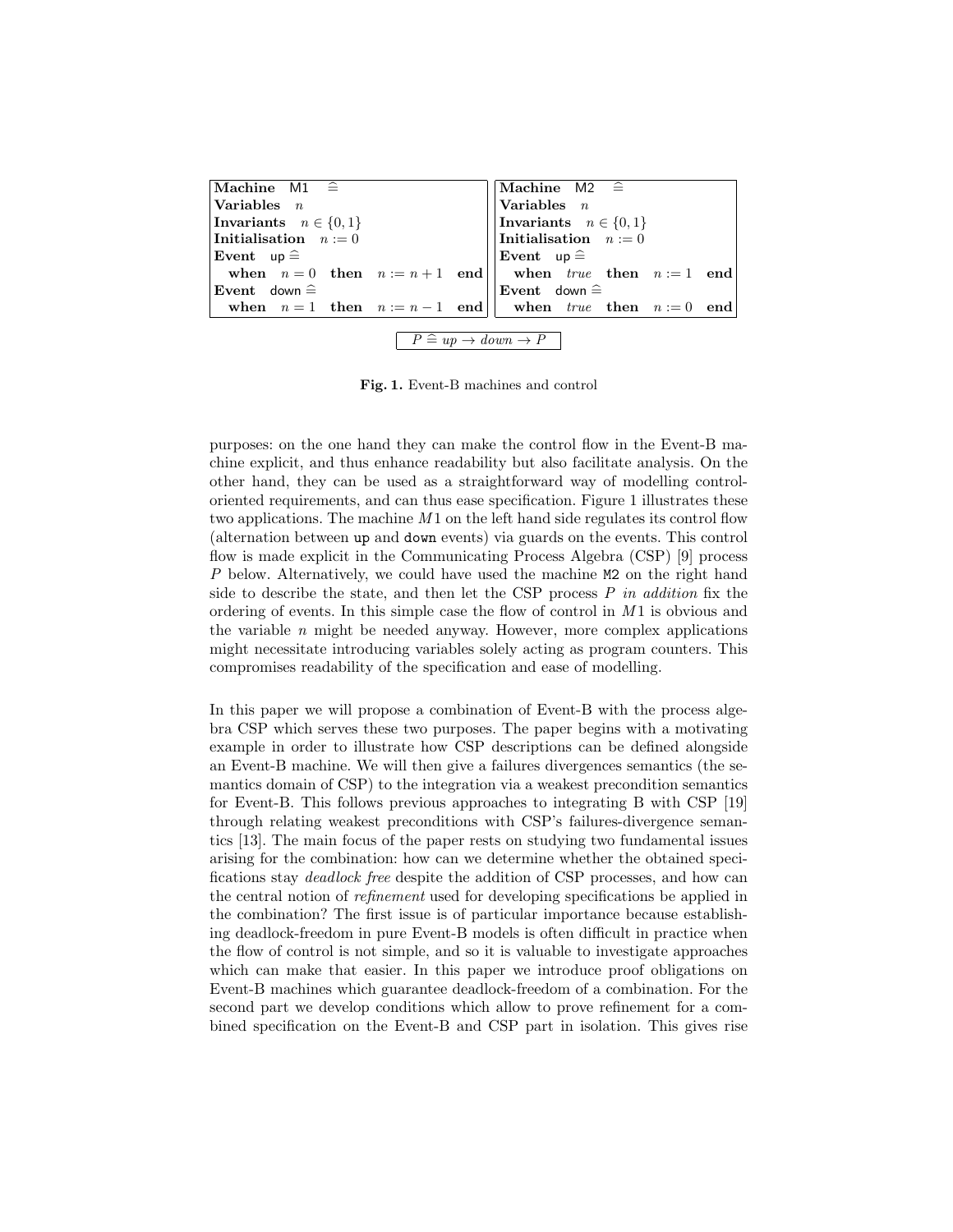| **Machine** M1 $\widehat{=}$ | **Machine** M2 $\widehat{=}$ |
| --- | --- |
| **Variables** $n$ | **Variables** $n$ |
| **Invariants** $n \in \{0, 1\}$ | **Invariants** $n \in \{0, 1\}$ |
| **Initialisation** $n := 0$ | **Initialisation** $n := 0$ |
| **Event** up $\widehat{=}$ | **Event** up $\widehat{=}$ |
| **when** $n = 0$ **then** $n := n + 1$ **end** | **when** $true$ **then** $n := 1$ **end** |
| **Event** down $\widehat{=}$ | **Event** down $\widehat{=}$ |
| **when** $n = 1$ **then** $n := n - 1$ **end** | **when** $true$ **then** $n := 0$ **end** |

$$P \widehat{=} up \rightarrow down \rightarrow P$$

**Fig. 1.** Event-B machines and control

purposes: on the one hand they can make the control flow in the Event-B machine explicit, and thus enhance readability but also facilitate analysis. On the other hand, they can be used as a straightforward way of modelling control-oriented requirements, and can thus ease specification. Figure 1 illustrates these two applications. The machine $M1$ on the left hand side regulates its control flow (alternation between `up` and `down` events) via guards on the events. This control flow is made explicit in the Communicating Process Algebra (CSP) [9] process $P$ below. Alternatively, we could have used the machine `M2` on the right hand side to describe the state, and then let the CSP process $P$ *in addition* fix the ordering of events. In this simple case the flow of control in $M1$ is obvious and the variable $n$ might be needed anyway. However, more complex applications might necessitate introducing variables solely acting as program counters. This compromises readability of the specification and ease of modelling.

In this paper we will propose a combination of Event-B with the process algebra CSP which serves these two purposes. The paper begins with a motivating example in order to illustrate how CSP descriptions can be defined alongside an Event-B machine. We will then give a failures divergences semantics (the semantics domain of CSP) to the integration via a weakest precondition semantics for Event-B. This follows previous approaches to integrating B with CSP [19] through relating weakest preconditions with CSP's failures-divergence semantics [13]. The main focus of the paper rests on studying two fundamental issues arising for the combination: how can we determine whether the obtained specifications stay *deadlock free* despite the addition of CSP processes, and how can the central notion of *refinement* used for developing specifications be applied in the combination? The first issue is of particular importance because establishing deadlock-freedom in pure Event-B models is often difficult in practice when the flow of control is not simple, and so it is valuable to investigate approaches which can make that easier. In this paper we introduce proof obligations on Event-B machines which guarantee deadlock-freedom of a combination. For the second part we develop conditions which allow to prove refinement for a combined specification on the Event-B and CSP part in isolation. This gives rise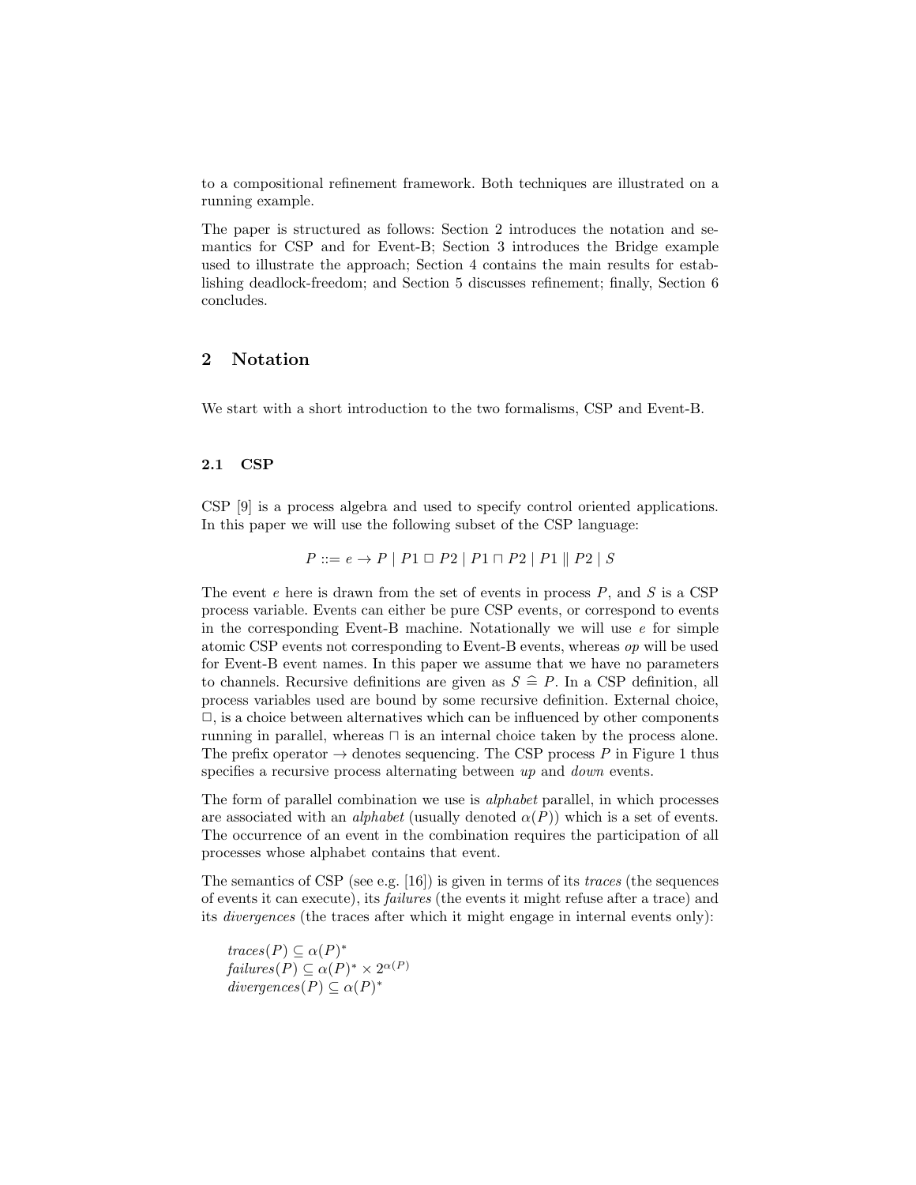to a compositional refinement framework. Both techniques are illustrated on a running example.

The paper is structured as follows: Section 2 introduces the notation and semantics for CSP and for Event-B; Section 3 introduces the Bridge example used to illustrate the approach; Section 4 contains the main results for establishing deadlock-freedom; and Section 5 discusses refinement; finally, Section 6 concludes.

## 2 Notation

We start with a short introduction to the two formalisms, CSP and Event-B.

### 2.1 CSP

CSP [9] is a process algebra and used to specify control oriented applications. In this paper we will use the following subset of the CSP language:

$$P ::= e \rightarrow P \mid P1 \;\Box\; P2 \mid P1 \sqcap P2 \mid P1 \parallel P2 \mid S$$

The event $e$ here is drawn from the set of events in process $P$, and $S$ is a CSP process variable. Events can either be pure CSP events, or correspond to events in the corresponding Event-B machine. Notationally we will use $e$ for simple atomic CSP events not corresponding to Event-B events, whereas $op$ will be used for Event-B event names. In this paper we assume that we have no parameters to channels. Recursive definitions are given as $S \mathrel{\widehat{=}} P$. In a CSP definition, all process variables used are bound by some recursive definition. External choice, $\Box$, is a choice between alternatives which can be influenced by other components running in parallel, whereas $\sqcap$ is an internal choice taken by the process alone. The prefix operator $\rightarrow$ denotes sequencing. The CSP process $P$ in Figure 1 thus specifies a recursive process alternating between *up* and *down* events.

The form of parallel combination we use is *alphabet* parallel, in which processes are associated with an *alphabet* (usually denoted $\alpha(P)$) which is a set of events. The occurrence of an event in the combination requires the participation of all processes whose alphabet contains that event.

The semantics of CSP (see e.g. [16]) is given in terms of its *traces* (the sequences of events it can execute), its *failures* (the events it might refuse after a trace) and its *divergences* (the traces after which it might engage in internal events only):

$$\begin{aligned}
&traces(P) \subseteq \alpha(P)^* \\
&failures(P) \subseteq \alpha(P)^* \times 2^{\alpha(P)} \\
&divergences(P) \subseteq \alpha(P)^*
\end{aligned}$$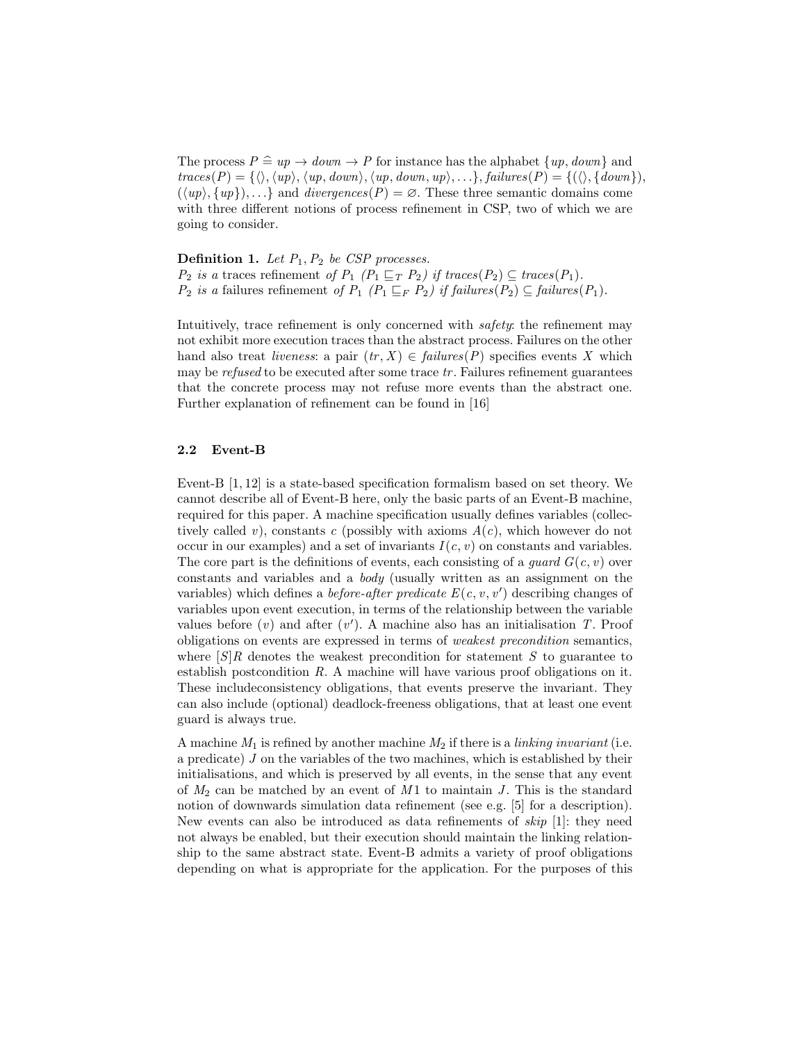The process $P \mathrel{\widehat{=}} up \rightarrow down \rightarrow P$ for instance has the alphabet $\{up, down\}$ and $traces(P) = \{\langle\rangle, \langle up\rangle, \langle up, down\rangle, \langle up, down, up\rangle, \ldots\}$, $failures(P) = \{(\langle\rangle, \{down\}), (\langle up\rangle, \{up\}), \ldots\}$ and $divergences(P) = \varnothing$. These three semantic domains come with three different notions of process refinement in CSP, two of which we are going to consider.

**Definition 1.** *Let $P_1, P_2$ be CSP processes.*
*$P_2$ is a* traces refinement *of $P_1$ ($P_1 \sqsubseteq_T P_2$) if $traces(P_2) \subseteq traces(P_1)$.*
*$P_2$ is a* failures refinement *of $P_1$ ($P_1 \sqsubseteq_F P_2$) if $failures(P_2) \subseteq failures(P_1)$.*

Intuitively, trace refinement is only concerned with *safety*: the refinement may not exhibit more execution traces than the abstract process. Failures on the other hand also treat *liveness*: a pair $(tr, X) \in failures(P)$ specifies events $X$ which may be *refused* to be executed after some trace $tr$. Failures refinement guarantees that the concrete process may not refuse more events than the abstract one. Further explanation of refinement can be found in [16]

### 2.2 Event-B

Event-B [1, 12] is a state-based specification formalism based on set theory. We cannot describe all of Event-B here, only the basic parts of an Event-B machine, required for this paper. A machine specification usually defines variables (collectively called $v$), constants $c$ (possibly with axioms $A(c)$, which however do not occur in our examples) and a set of invariants $I(c, v)$ on constants and variables. The core part is the definitions of events, each consisting of a *guard* $G(c, v)$ over constants and variables and a *body* (usually written as an assignment on the variables) which defines a *before-after predicate* $E(c, v, v')$ describing changes of variables upon event execution, in terms of the relationship between the variable values before ($v$) and after ($v'$). A machine also has an initialisation $T$. Proof obligations on events are expressed in terms of *weakest precondition* semantics, where $[S]R$ denotes the weakest precondition for statement $S$ to guarantee to establish postcondition $R$. A machine will have various proof obligations on it. These includeconsistency obligations, that events preserve the invariant. They can also include (optional) deadlock-freeness obligations, that at least one event guard is always true.

A machine $M_1$ is refined by another machine $M_2$ if there is a *linking invariant* (i.e. a predicate) $J$ on the variables of the two machines, which is established by their initialisations, and which is preserved by all events, in the sense that any event of $M_2$ can be matched by an event of $M1$ to maintain $J$. This is the standard notion of downwards simulation data refinement (see e.g. [5] for a description). New events can also be introduced as data refinements of *skip* [1]: they need not always be enabled, but their execution should maintain the linking relationship to the same abstract state. Event-B admits a variety of proof obligations depending on what is appropriate for the application. For the purposes of this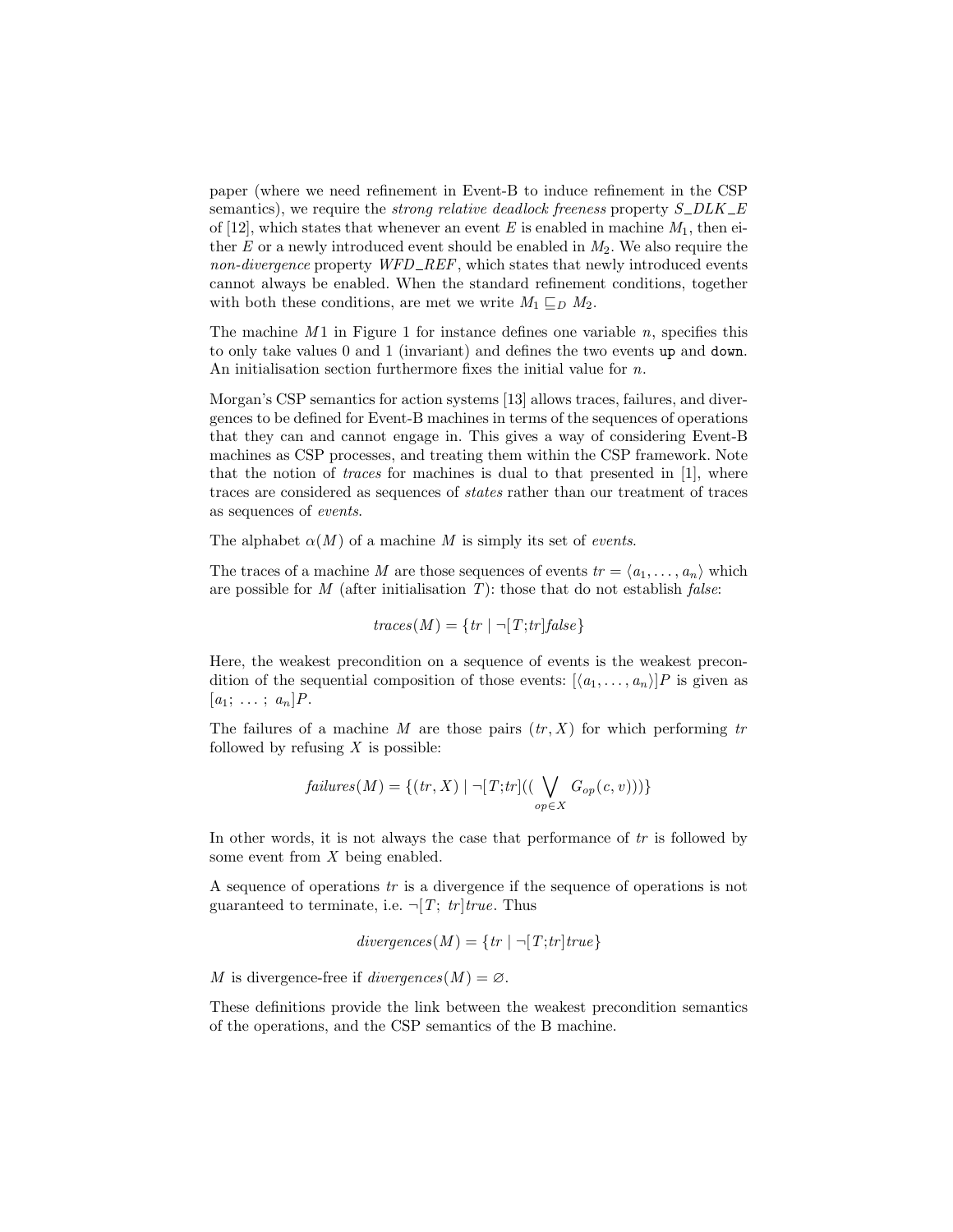paper (where we need refinement in Event-B to induce refinement in the CSP semantics), we require the *strong relative deadlock freeness* property $S\_DLK\_E$ of [12], which states that whenever an event $E$ is enabled in machine $M_1$, then either $E$ or a newly introduced event should be enabled in $M_2$. We also require the *non-divergence* property $WFD\_REF$, which states that newly introduced events cannot always be enabled. When the standard refinement conditions, together with both these conditions, are met we write $M_1 \sqsubseteq_D M_2$.

The machine $M1$ in Figure 1 for instance defines one variable $n$, specifies this to only take values 0 and 1 (invariant) and defines the two events `up` and `down`. An initialisation section furthermore fixes the initial value for $n$.

Morgan's CSP semantics for action systems [13] allows traces, failures, and divergences to be defined for Event-B machines in terms of the sequences of operations that they can and cannot engage in. This gives a way of considering Event-B machines as CSP processes, and treating them within the CSP framework. Note that the notion of *traces* for machines is dual to that presented in [1], where traces are considered as sequences of *states* rather than our treatment of traces as sequences of *events*.

The alphabet $\alpha(M)$ of a machine $M$ is simply its set of *events*.

The traces of a machine $M$ are those sequences of events $tr = \langle a_1, \ldots, a_n \rangle$ which are possible for $M$ (after initialisation $T$): those that do not establish *false*:

$$traces(M) = \{tr \mid \neg[T;tr]false\}$$

Here, the weakest precondition on a sequence of events is the weakest precondition of the sequential composition of those events: $[\langle a_1, \ldots, a_n \rangle]P$ is given as $[a_1;\ \ldots\ ;\ a_n]P$.

The failures of a machine $M$ are those pairs $(tr, X)$ for which performing $tr$ followed by refusing $X$ is possible:

$$failures(M) = \{(tr, X) \mid \neg[T;tr]((\bigvee_{op \in X} G_{op}(c, v)))\}$$

In other words, it is not always the case that performance of $tr$ is followed by some event from $X$ being enabled.

A sequence of operations $tr$ is a divergence if the sequence of operations is not guaranteed to terminate, i.e. $\neg[T;\ tr]true$. Thus

$$divergences(M) = \{tr \mid \neg[T;tr]true\}$$

$M$ is divergence-free if $divergences(M) = \varnothing$.

These definitions provide the link between the weakest precondition semantics of the operations, and the CSP semantics of the B machine.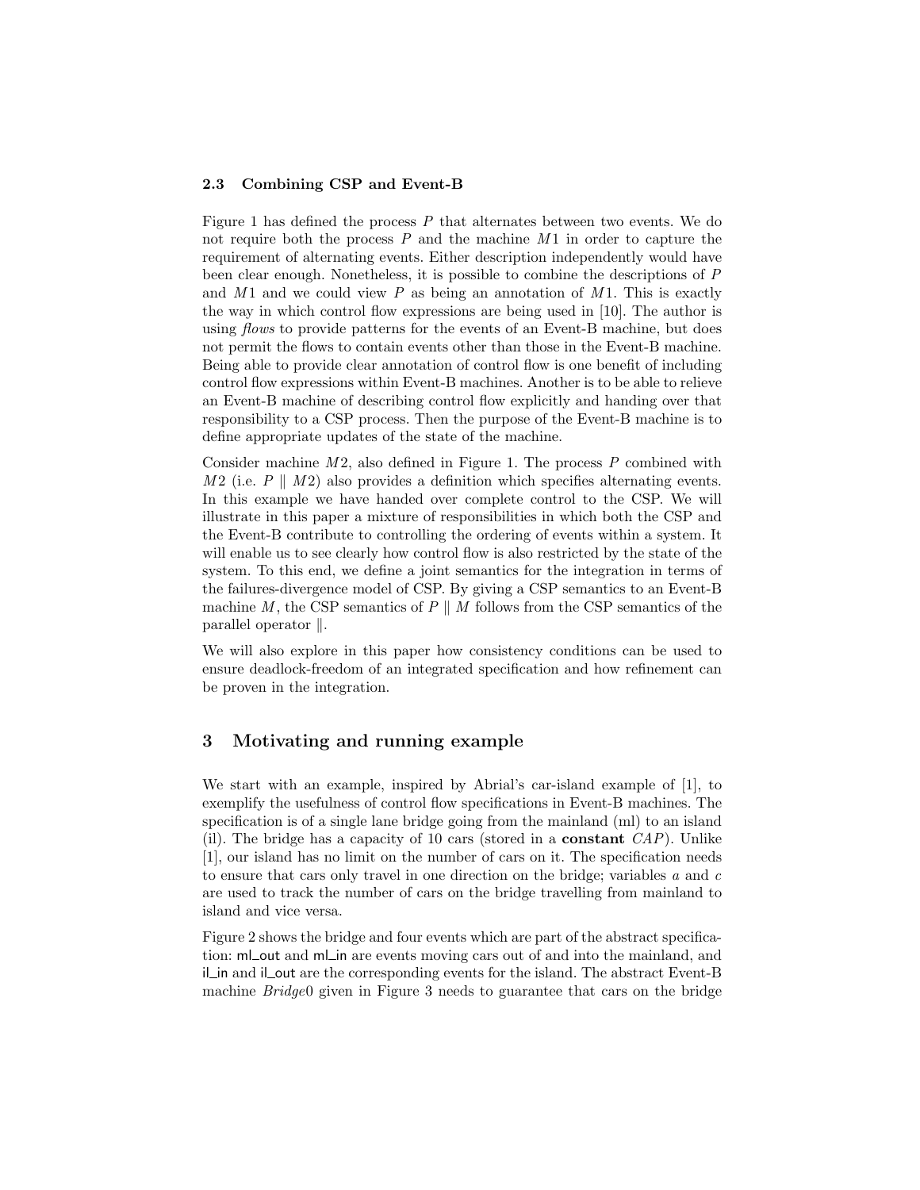### 2.3 Combining CSP and Event-B

Figure 1 has defined the process $P$ that alternates between two events. We do not require both the process $P$ and the machine $M1$ in order to capture the requirement of alternating events. Either description independently would have been clear enough. Nonetheless, it is possible to combine the descriptions of $P$ and $M1$ and we could view $P$ as being an annotation of $M1$. This is exactly the way in which control flow expressions are being used in [10]. The author is using *flows* to provide patterns for the events of an Event-B machine, but does not permit the flows to contain events other than those in the Event-B machine. Being able to provide clear annotation of control flow is one benefit of including control flow expressions within Event-B machines. Another is to be able to relieve an Event-B machine of describing control flow explicitly and handing over that responsibility to a CSP process. Then the purpose of the Event-B machine is to define appropriate updates of the state of the machine.

Consider machine $M2$, also defined in Figure 1. The process $P$ combined with $M2$ (i.e. $P \parallel M2$) also provides a definition which specifies alternating events. In this example we have handed over complete control to the CSP. We will illustrate in this paper a mixture of responsibilities in which both the CSP and the Event-B contribute to controlling the ordering of events within a system. It will enable us to see clearly how control flow is also restricted by the state of the system. To this end, we define a joint semantics for the integration in terms of the failures-divergence model of CSP. By giving a CSP semantics to an Event-B machine $M$, the CSP semantics of $P \parallel M$ follows from the CSP semantics of the parallel operator $\parallel$.

We will also explore in this paper how consistency conditions can be used to ensure deadlock-freedom of an integrated specification and how refinement can be proven in the integration.

## 3 Motivating and running example

We start with an example, inspired by Abrial's car-island example of [1], to exemplify the usefulness of control flow specifications in Event-B machines. The specification is of a single lane bridge going from the mainland (ml) to an island (il). The bridge has a capacity of 10 cars (stored in a **constant** $CAP$). Unlike [1], our island has no limit on the number of cars on it. The specification needs to ensure that cars only travel in one direction on the bridge; variables $a$ and $c$ are used to track the number of cars on the bridge travelling from mainland to island and vice versa.

Figure 2 shows the bridge and four events which are part of the abstract specification: ml_out and ml_in are events moving cars out of and into the mainland, and il_in and il_out are the corresponding events for the island. The abstract Event-B machine *Bridge*0 given in Figure 3 needs to guarantee that cars on the bridge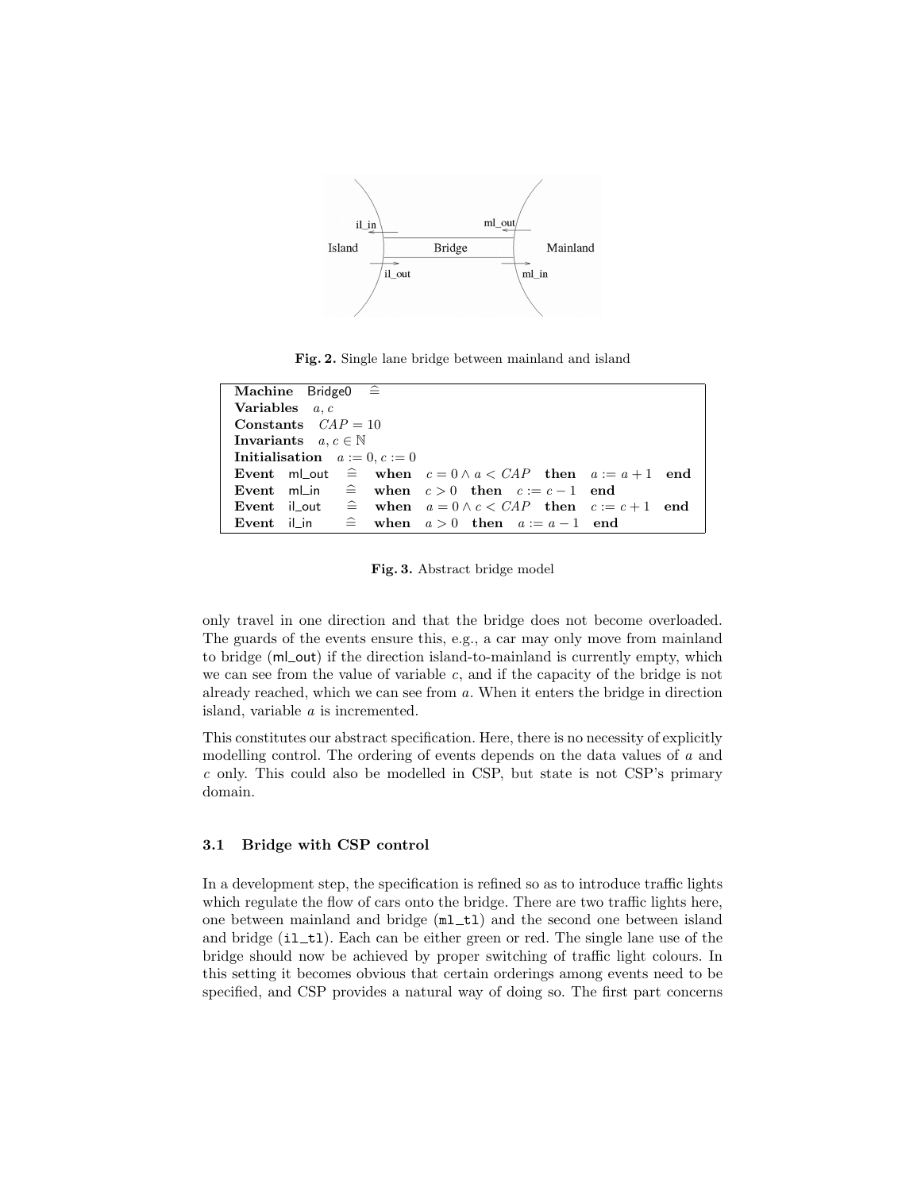Fig. 2. Single lane bridge between mainland and island

```
Machine Bridge0 ≙
Variables a, c
Constants CAP = 10
Invariants a, c ∈ ℕ
Initialisation a := 0, c := 0
Event ml_out ≙ when c = 0 ∧ a < CAP then a := a + 1 end
Event ml_in  ≙ when c > 0 then c := c − 1 end
Event il_out ≙ when a = 0 ∧ c < CAP then c := c + 1 end
Event il_in  ≙ when a > 0 then a := a − 1 end
```

Fig. 3. Abstract bridge model

only travel in one direction and that the bridge does not become overloaded. The guards of the events ensure this, e.g., a car may only move from mainland to bridge (ml_out) if the direction island-to-mainland is currently empty, which we can see from the value of variable $c$, and if the capacity of the bridge is not already reached, which we can see from $a$. When it enters the bridge in direction island, variable $a$ is incremented.

This constitutes our abstract specification. Here, there is no necessity of explicitly modelling control. The ordering of events depends on the data values of $a$ and $c$ only. This could also be modelled in CSP, but state is not CSP's primary domain.

### 3.1 Bridge with CSP control

In a development step, the specification is refined so as to introduce traffic lights which regulate the flow of cars onto the bridge. There are two traffic lights here, one between mainland and bridge (`ml_tl`) and the second one between island and bridge (`il_tl`). Each can be either green or red. The single lane use of the bridge should now be achieved by proper switching of traffic light colours. In this setting it becomes obvious that certain orderings among events need to be specified, and CSP provides a natural way of doing so. The first part concerns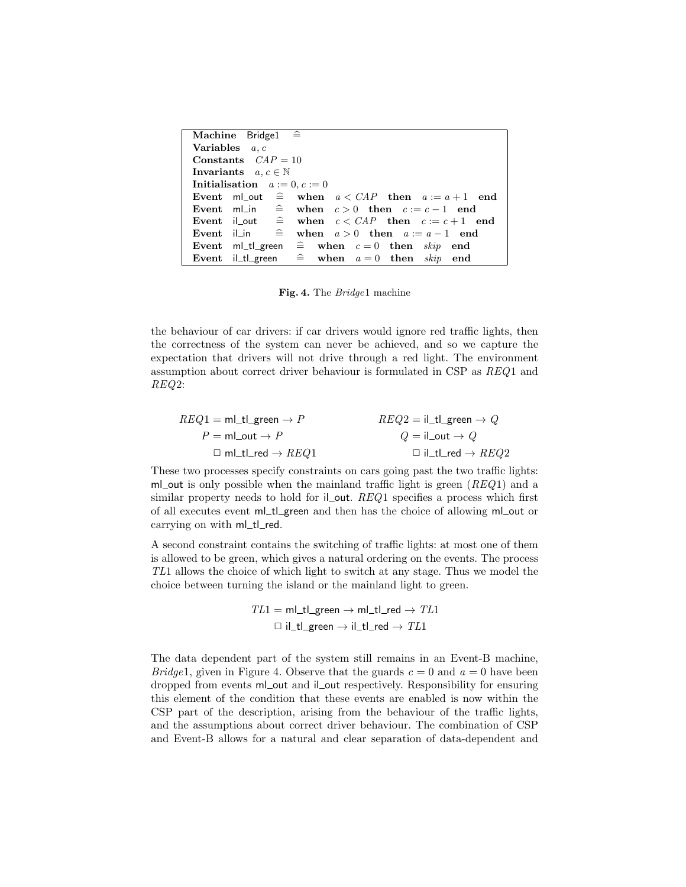| | | | | | | | | |
|---|---|---|---|---|---|---|---|---|
| **Machine** | Bridge1 | $\widehat{=}$ | | | | | | |
| **Variables** | $a, c$ | | | | | | | |
| **Constants** | $CAP = 10$ | | | | | | | |
| **Invariants** | $a, c \in \mathbb{N}$ | | | | | | | |
| **Initialisation** | $a := 0, c := 0$ | | | | | | | |
| **Event** | ml_out | $\widehat{=}$ | **when** | $a < CAP$ | **then** | $a := a + 1$ | **end** | |
| **Event** | ml_in | $\widehat{=}$ | **when** | $c > 0$ | **then** | $c := c - 1$ | **end** | |
| **Event** | il_out | $\widehat{=}$ | **when** | $c < CAP$ | **then** | $c := c + 1$ | **end** | |
| **Event** | il_in | $\widehat{=}$ | **when** | $a > 0$ | **then** | $a := a - 1$ | **end** | |
| **Event** | ml_tl_green | $\widehat{=}$ | **when** | $c = 0$ | **then** | *skip* | **end** | |
| **Event** | il_tl_green | $\widehat{=}$ | **when** | $a = 0$ | **then** | *skip* | **end** | |

**Fig. 4.** The *Bridge*1 machine

the behaviour of car drivers: if car drivers would ignore red traffic lights, then the correctness of the system can never be achieved, and so we capture the expectation that drivers will not drive through a red light. The environment assumption about correct driver behaviour is formulated in CSP as $REQ1$ and $REQ2$:

$$
\begin{aligned}
REQ1 &= \mathsf{ml\_tl\_green} \rightarrow P \\
P &= \mathsf{ml\_out} \rightarrow P \\
&\quad \Box\ \mathsf{ml\_tl\_red} \rightarrow REQ1
\end{aligned}
\qquad\qquad
\begin{aligned}
REQ2 &= \mathsf{il\_tl\_green} \rightarrow Q \\
Q &= \mathsf{il\_out} \rightarrow Q \\
&\quad \Box\ \mathsf{il\_tl\_red} \rightarrow REQ2
\end{aligned}
$$

These two processes specify constraints on cars going past the two traffic lights: ml_out is only possible when the mainland traffic light is green ($REQ1$) and a similar property needs to hold for il_out. $REQ1$ specifies a process which first of all executes event ml_tl_green and then has the choice of allowing ml_out or carrying on with ml_tl_red.

A second constraint contains the switching of traffic lights: at most one of them is allowed to be green, which gives a natural ordering on the events. The process $TL1$ allows the choice of which light to switch at any stage. Thus we model the choice between turning the island or the mainland light to green.

$$
\begin{aligned}
TL1 = &\ \mathsf{ml\_tl\_green} \rightarrow \mathsf{ml\_tl\_red} \rightarrow TL1 \\
&\ \Box\ \mathsf{il\_tl\_green} \rightarrow \mathsf{il\_tl\_red} \rightarrow TL1
\end{aligned}
$$

The data dependent part of the system still remains in an Event-B machine, *Bridge*1, given in Figure 4. Observe that the guards $c = 0$ and $a = 0$ have been dropped from events ml_out and il_out respectively. Responsibility for ensuring this element of the condition that these events are enabled is now within the CSP part of the description, arising from the behaviour of the traffic lights, and the assumptions about correct driver behaviour. The combination of CSP and Event-B allows for a natural and clear separation of data-dependent and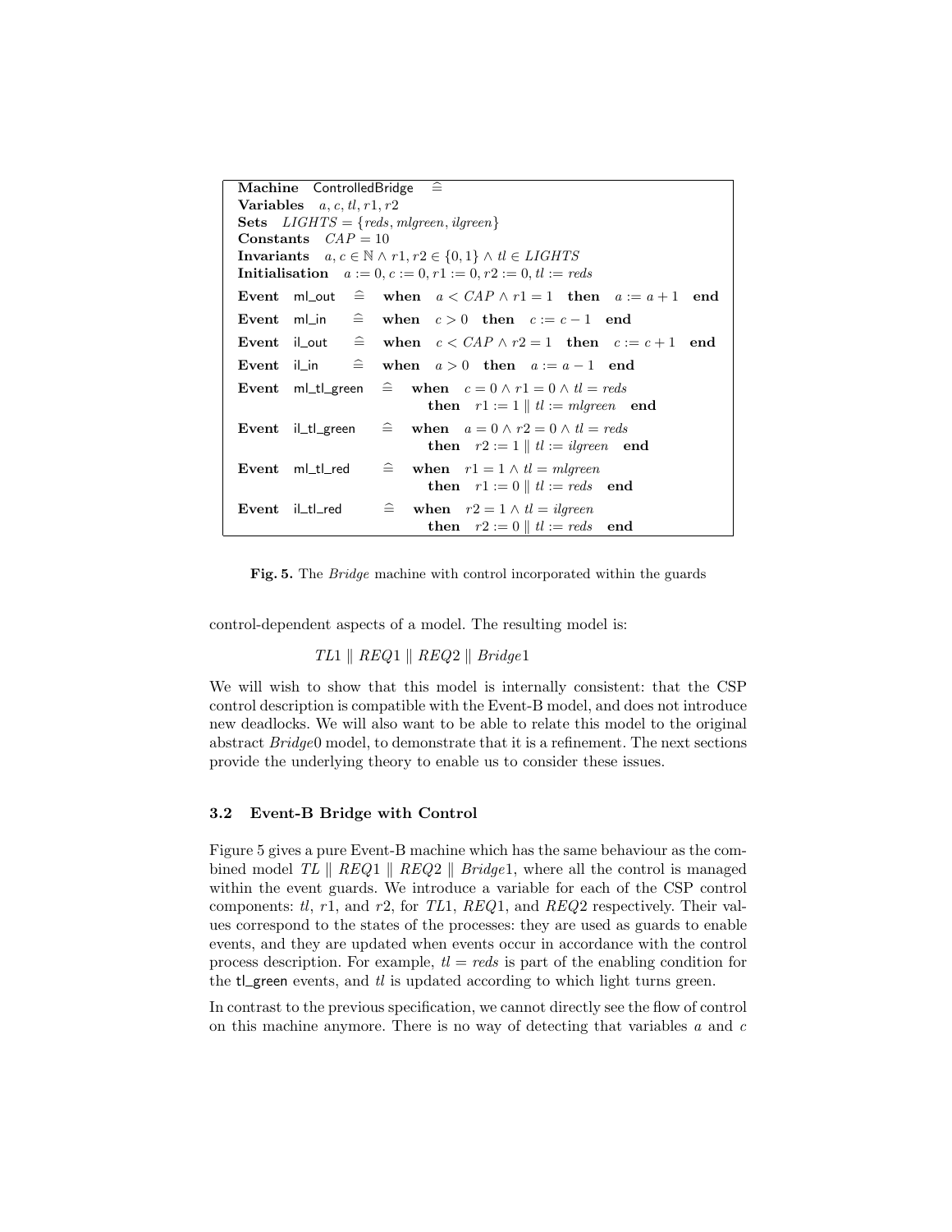**Machine** ControlledBridge $\widehat{=}$
**Variables** $a, c, tl, r1, r2$
**Sets** $LIGHTS = \{reds, mlgreen, ilgreen\}$
**Constants** $CAP = 10$
**Invariants** $a, c \in \mathbb{N} \wedge r1, r2 \in \{0, 1\} \wedge tl \in LIGHTS$
**Initialisation** $a := 0, c := 0, r1 := 0, r2 := 0, tl := reds$

**Event** ml_out $\widehat{=}$ **when** $a < CAP \wedge r1 = 1$ **then** $a := a + 1$ **end**

**Event** ml_in $\widehat{=}$ **when** $c > 0$ **then** $c := c - 1$ **end**

**Event** il_out $\widehat{=}$ **when** $c < CAP \wedge r2 = 1$ **then** $c := c + 1$ **end**

**Event** il_in $\widehat{=}$ **when** $a > 0$ **then** $a := a - 1$ **end**

**Event** ml_tl_green $\widehat{=}$ **when** $c = 0 \wedge r1 = 0 \wedge tl = reds$
**then** $r1 := 1 \parallel tl := mlgreen$ **end**

**Event** il_tl_green $\widehat{=}$ **when** $a = 0 \wedge r2 = 0 \wedge tl = reds$
**then** $r2 := 1 \parallel tl := ilgreen$ **end**

**Event** ml_tl_red $\widehat{=}$ **when** $r1 = 1 \wedge tl = mlgreen$
**then** $r1 := 0 \parallel tl := reds$ **end**

**Event** il_tl_red $\widehat{=}$ **when** $r2 = 1 \wedge tl = ilgreen$
**then** $r2 := 0 \parallel tl := reds$ **end**

**Fig. 5.** The *Bridge* machine with control incorporated within the guards

control-dependent aspects of a model. The resulting model is:

$$TL1 \parallel REQ1 \parallel REQ2 \parallel Bridge1$$

We will wish to show that this model is internally consistent: that the CSP control description is compatible with the Event-B model, and does not introduce new deadlocks. We will also want to be able to relate this model to the original abstract *Bridge*0 model, to demonstrate that it is a refinement. The next sections provide the underlying theory to enable us to consider these issues.

### 3.2 Event-B Bridge with Control

Figure 5 gives a pure Event-B machine which has the same behaviour as the combined model $TL \parallel REQ1 \parallel REQ2 \parallel Bridge1$, where all the control is managed within the event guards. We introduce a variable for each of the CSP control components: $tl$, $r1$, and $r2$, for $TL1$, $REQ1$, and $REQ2$ respectively. Their values correspond to the states of the processes: they are used as guards to enable events, and they are updated when events occur in accordance with the control process description. For example, $tl = reds$ is part of the enabling condition for the tl_green events, and $tl$ is updated according to which light turns green.

In contrast to the previous specification, we cannot directly see the flow of control on this machine anymore. There is no way of detecting that variables $a$ and $c$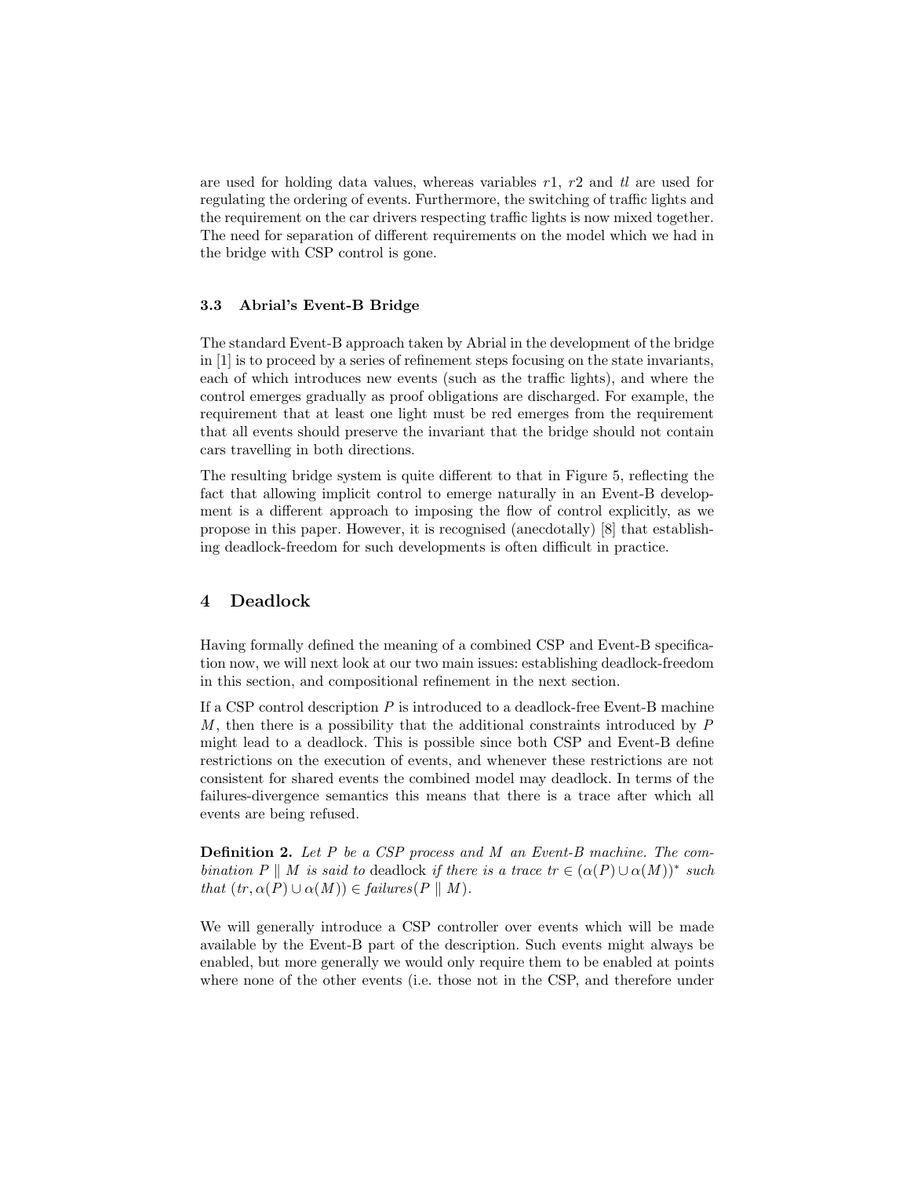are used for holding data values, whereas variables $r1$, $r2$ and $tl$ are used for regulating the ordering of events. Furthermore, the switching of traffic lights and the requirement on the car drivers respecting traffic lights is now mixed together. The need for separation of different requirements on the model which we had in the bridge with CSP control is gone.

### 3.3 Abrial's Event-B Bridge

The standard Event-B approach taken by Abrial in the development of the bridge in [1] is to proceed by a series of refinement steps focusing on the state invariants, each of which introduces new events (such as the traffic lights), and where the control emerges gradually as proof obligations are discharged. For example, the requirement that at least one light must be red emerges from the requirement that all events should preserve the invariant that the bridge should not contain cars travelling in both directions.

The resulting bridge system is quite different to that in Figure 5, reflecting the fact that allowing implicit control to emerge naturally in an Event-B development is a different approach to imposing the flow of control explicitly, as we propose in this paper. However, it is recognised (anecdotally) [8] that establishing deadlock-freedom for such developments is often difficult in practice.

## 4 Deadlock

Having formally defined the meaning of a combined CSP and Event-B specification now, we will next look at our two main issues: establishing deadlock-freedom in this section, and compositional refinement in the next section.

If a CSP control description $P$ is introduced to a deadlock-free Event-B machine $M$, then there is a possibility that the additional constraints introduced by $P$ might lead to a deadlock. This is possible since both CSP and Event-B define restrictions on the execution of events, and whenever these restrictions are not consistent for shared events the combined model may deadlock. In terms of the failures-divergence semantics this means that there is a trace after which all events are being refused.

**Definition 2.** *Let $P$ be a CSP process and $M$ an Event-B machine. The combination $P \parallel M$ is said to* deadlock *if there is a trace $tr \in (\alpha(P) \cup \alpha(M))^*$ such that $(tr, \alpha(P) \cup \alpha(M)) \in failures(P \parallel M)$.*

We will generally introduce a CSP controller over events which will be made available by the Event-B part of the description. Such events might always be enabled, but more generally we would only require them to be enabled at points where none of the other events (i.e. those not in the CSP, and therefore under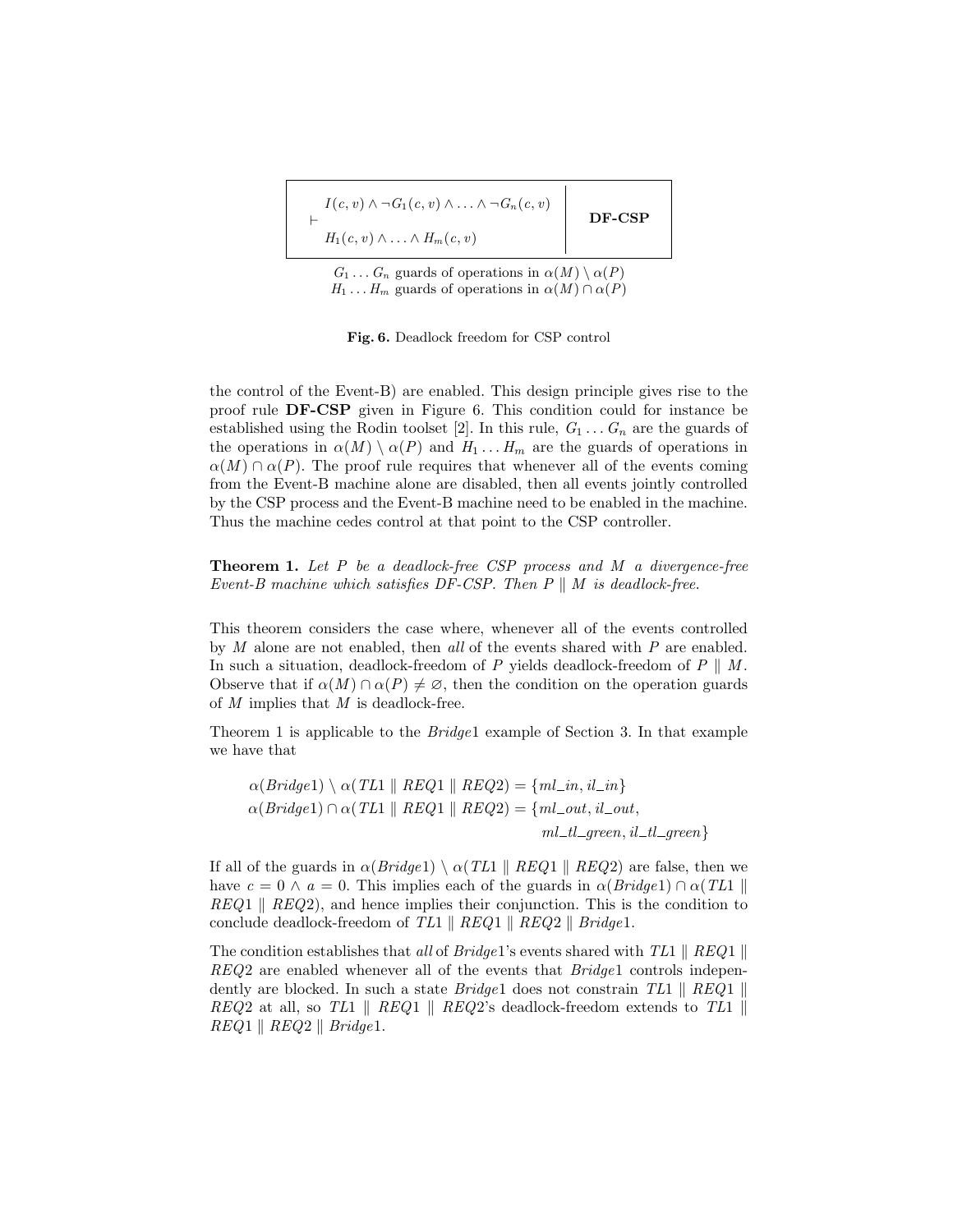$$
\begin{array}{l|c}
\quad I(c,v) \wedge \neg G_1(c,v) \wedge \ldots \wedge \neg G_n(c,v) & \\
\vdash & \textbf{DF-CSP} \\
\quad H_1(c,v) \wedge \ldots \wedge H_m(c,v) &
\end{array}
$$

$G_1 \ldots G_n$ guards of operations in $\alpha(M) \setminus \alpha(P)$
$H_1 \ldots H_m$ guards of operations in $\alpha(M) \cap \alpha(P)$

**Fig. 6.** Deadlock freedom for CSP control

the control of the Event-B) are enabled. This design principle gives rise to the proof rule **DF-CSP** given in Figure 6. This condition could for instance be established using the Rodin toolset [2]. In this rule, $G_1 \ldots G_n$ are the guards of the operations in $\alpha(M) \setminus \alpha(P)$ and $H_1 \ldots H_m$ are the guards of operations in $\alpha(M) \cap \alpha(P)$. The proof rule requires that whenever all of the events coming from the Event-B machine alone are disabled, then all events jointly controlled by the CSP process and the Event-B machine need to be enabled in the machine. Thus the machine cedes control at that point to the CSP controller.

**Theorem 1.** *Let $P$ be a deadlock-free CSP process and $M$ a divergence-free Event-B machine which satisfies DF-CSP. Then $P \parallel M$ is deadlock-free.*

This theorem considers the case where, whenever all of the events controlled by $M$ alone are not enabled, then *all* of the events shared with $P$ are enabled. In such a situation, deadlock-freedom of $P$ yields deadlock-freedom of $P \parallel M$. Observe that if $\alpha(M) \cap \alpha(P) \neq \varnothing$, then the condition on the operation guards of $M$ implies that $M$ is deadlock-free.

Theorem 1 is applicable to the *Bridge*1 example of Section 3. In that example we have that

$$
\begin{aligned}
\alpha(\mathit{Bridge}1) \setminus \alpha(\mathit{TL}1 \parallel \mathit{REQ}1 \parallel \mathit{REQ}2) &= \{ml\_in, il\_in\} \\
\alpha(\mathit{Bridge}1) \cap \alpha(\mathit{TL}1 \parallel \mathit{REQ}1 \parallel \mathit{REQ}2) &= \{ml\_out, il\_out, \\
&\qquad ml\_tl\_green, il\_tl\_green\}
\end{aligned}
$$

If all of the guards in $\alpha(\mathit{Bridge}1) \setminus \alpha(\mathit{TL}1 \parallel \mathit{REQ}1 \parallel \mathit{REQ}2)$ are false, then we have $c = 0 \wedge a = 0$. This implies each of the guards in $\alpha(\mathit{Bridge}1) \cap \alpha(\mathit{TL}1 \parallel \mathit{REQ}1 \parallel \mathit{REQ}2)$, and hence implies their conjunction. This is the condition to conclude deadlock-freedom of $\mathit{TL}1 \parallel \mathit{REQ}1 \parallel \mathit{REQ}2 \parallel \mathit{Bridge}1$.

The condition establishes that *all* of *Bridge*1's events shared with $\mathit{TL}1 \parallel \mathit{REQ}1 \parallel \mathit{REQ}2$ are enabled whenever all of the events that *Bridge*1 controls independently are blocked. In such a state *Bridge*1 does not constrain $\mathit{TL}1 \parallel \mathit{REQ}1 \parallel \mathit{REQ}2$ at all, so $\mathit{TL}1 \parallel \mathit{REQ}1 \parallel \mathit{REQ}2$'s deadlock-freedom extends to $\mathit{TL}1 \parallel \mathit{REQ}1 \parallel \mathit{REQ}2 \parallel \mathit{Bridge}1$.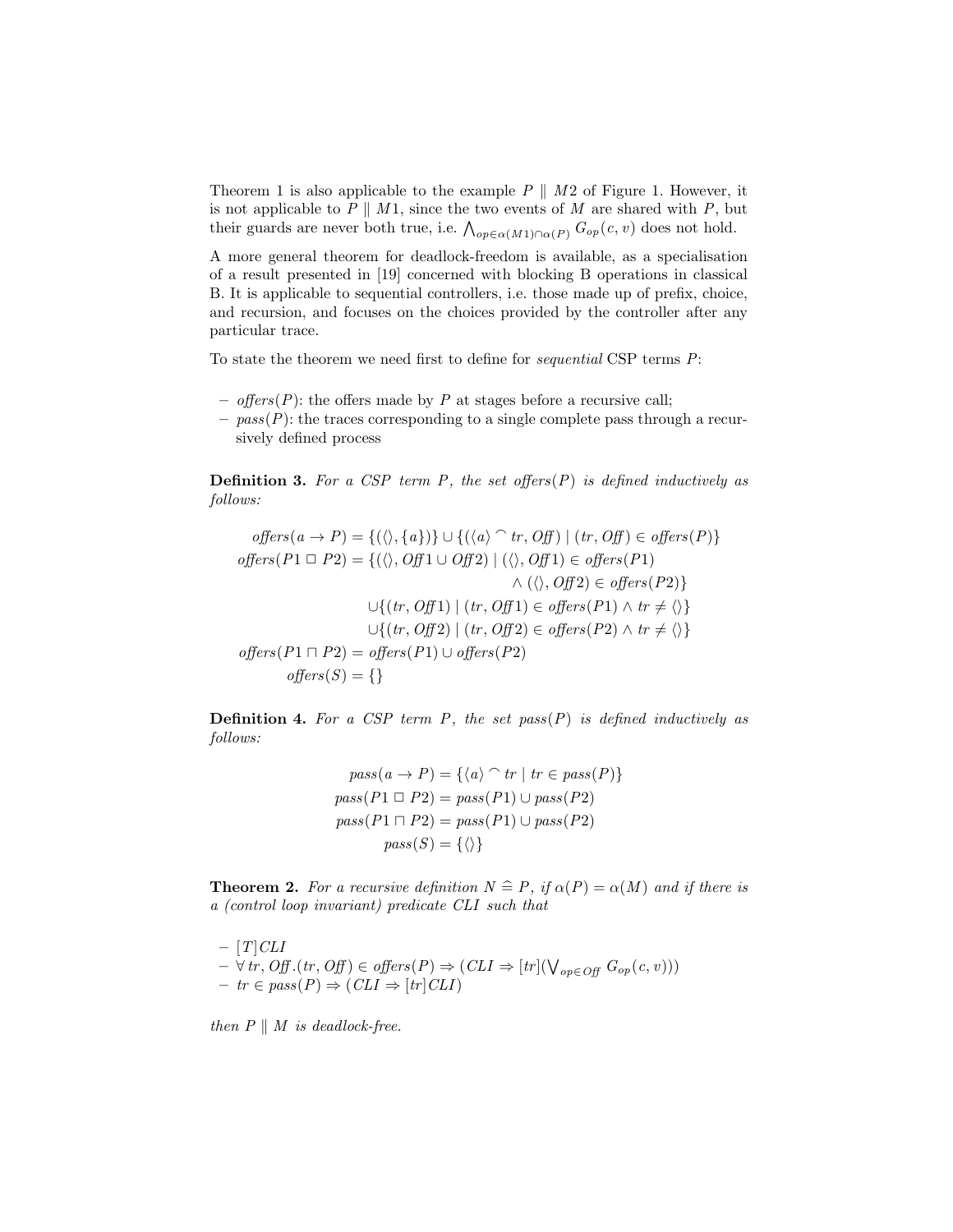Theorem 1 is also applicable to the example $P \parallel M2$ of Figure 1. However, it is not applicable to $P \parallel M1$, since the two events of $M$ are shared with $P$, but their guards are never both true, i.e. $\bigwedge_{op \in \alpha(M1) \cap \alpha(P)} G_{op}(c, v)$ does not hold.

A more general theorem for deadlock-freedom is available, as a specialisation of a result presented in [19] concerned with blocking B operations in classical B. It is applicable to sequential controllers, i.e. those made up of prefix, choice, and recursion, and focuses on the choices provided by the controller after any particular trace.

To state the theorem we need first to define for *sequential* CSP terms $P$:

- *offers*($P$): the offers made by $P$ at stages before a recursive call;
- *pass*($P$): the traces corresponding to a single complete pass through a recursively defined process

**Definition 3.** *For a CSP term $P$, the set offers($P$) is defined inductively as follows:*

$$
\begin{aligned}
\mathit{offers}(a \rightarrow P) &= \{(\langle\rangle, \{a\})\} \cup \{(\langle a \rangle \frown tr, \mathit{Off}) \mid (tr, \mathit{Off}) \in \mathit{offers}(P)\} \\
\mathit{offers}(P1 \,\square\, P2) &= \{(\langle\rangle, \mathit{Off}1 \cup \mathit{Off}2) \mid (\langle\rangle, \mathit{Off}1) \in \mathit{offers}(P1) \\
&\qquad\qquad \wedge (\langle\rangle, \mathit{Off}2) \in \mathit{offers}(P2)\} \\
&\quad \cup \{(tr, \mathit{Off}1) \mid (tr, \mathit{Off}1) \in \mathit{offers}(P1) \wedge tr \neq \langle\rangle\} \\
&\quad \cup \{(tr, \mathit{Off}2) \mid (tr, \mathit{Off}2) \in \mathit{offers}(P2) \wedge tr \neq \langle\rangle\} \\
\mathit{offers}(P1 \sqcap P2) &= \mathit{offers}(P1) \cup \mathit{offers}(P2) \\
\mathit{offers}(S) &= \{\}
\end{aligned}
$$

**Definition 4.** *For a CSP term $P$, the set pass($P$) is defined inductively as follows:*

$$
\begin{aligned}
\mathit{pass}(a \rightarrow P) &= \{\langle a \rangle \frown tr \mid tr \in \mathit{pass}(P)\} \\
\mathit{pass}(P1 \,\square\, P2) &= \mathit{pass}(P1) \cup \mathit{pass}(P2) \\
\mathit{pass}(P1 \sqcap P2) &= \mathit{pass}(P1) \cup \mathit{pass}(P2) \\
\mathit{pass}(S) &= \{\langle\rangle\}
\end{aligned}
$$

**Theorem 2.** *For a recursive definition $N \mathrel{\widehat{=}} P$, if $\alpha(P) = \alpha(M)$ and if there is a (control loop invariant) predicate CLI such that*

- $[T]CLI$
- $\forall\, tr, \mathit{Off}. (tr, \mathit{Off}) \in \mathit{offers}(P) \Rightarrow (CLI \Rightarrow [tr](\bigvee_{op \in \mathit{Off}} G_{op}(c, v)))$
- $tr \in \mathit{pass}(P) \Rightarrow (CLI \Rightarrow [tr]CLI)$

*then $P \parallel M$ is deadlock-free.*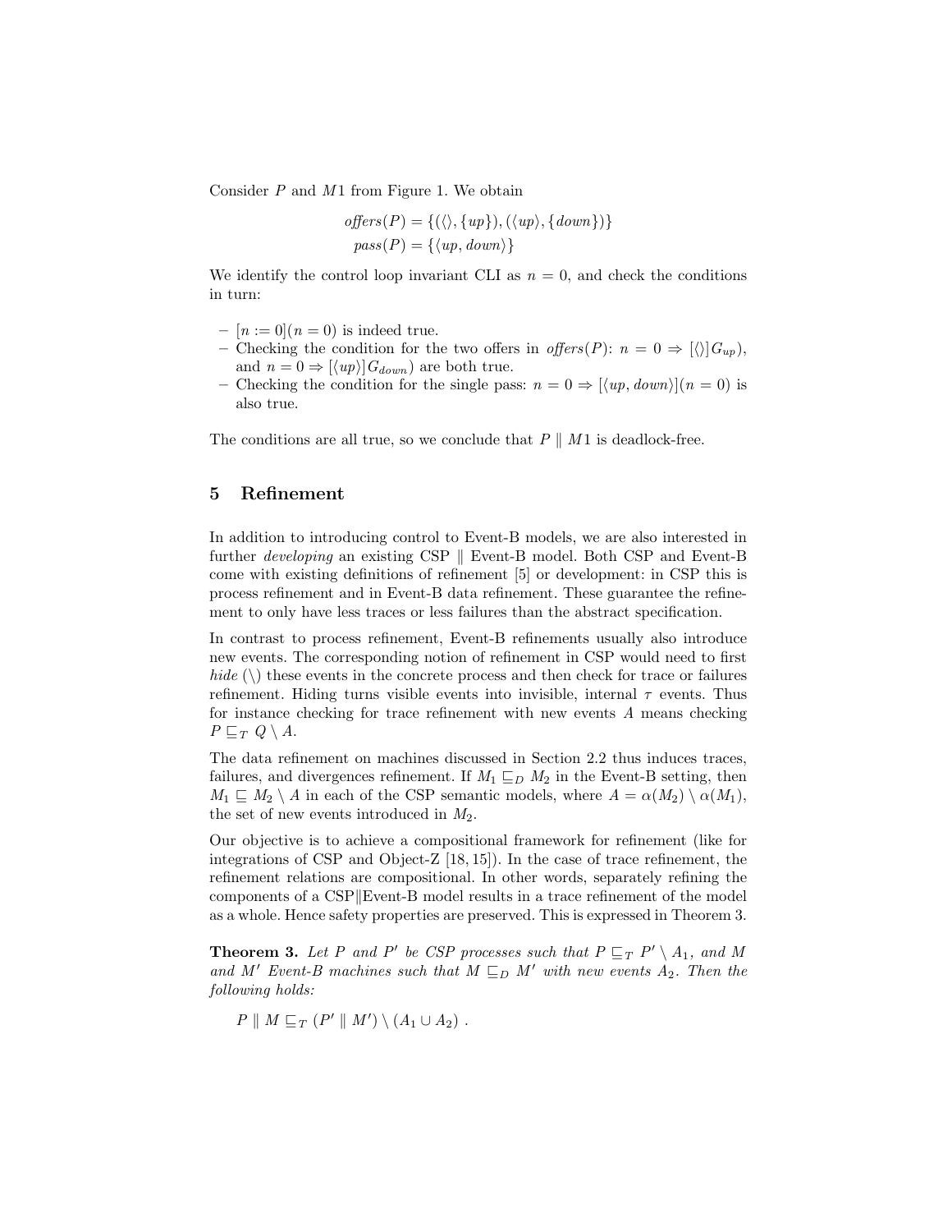Consider $P$ and $M1$ from Figure 1. We obtain

$$\begin{aligned} \mathit{offers}(P) &= \{(\langle\rangle, \{up\}), (\langle up\rangle, \{down\})\} \\ \mathit{pass}(P) &= \{\langle up, down\rangle\} \end{aligned}$$

We identify the control loop invariant CLI as $n = 0$, and check the conditions in turn:

- $[n := 0](n = 0)$ is indeed true.
- Checking the condition for the two offers in $\mathit{offers}(P)$: $n = 0 \Rightarrow [\langle\rangle]G_{up})$, and $n = 0 \Rightarrow [\langle up\rangle]G_{down})$ are both true.
- Checking the condition for the single pass: $n = 0 \Rightarrow [\langle up, down\rangle](n = 0)$ is also true.

The conditions are all true, so we conclude that $P \parallel M1$ is deadlock-free.

## 5 Refinement

In addition to introducing control to Event-B models, we are also interested in further *developing* an existing CSP $\parallel$ Event-B model. Both CSP and Event-B come with existing definitions of refinement [5] or development: in CSP this is process refinement and in Event-B data refinement. These guarantee the refinement to only have less traces or less failures than the abstract specification.

In contrast to process refinement, Event-B refinements usually also introduce new events. The corresponding notion of refinement in CSP would need to first *hide* ($\setminus$) these events in the concrete process and then check for trace or failures refinement. Hiding turns visible events into invisible, internal $\tau$ events. Thus for instance checking for trace refinement with new events $A$ means checking $P \sqsubseteq_T Q \setminus A$.

The data refinement on machines discussed in Section 2.2 thus induces traces, failures, and divergences refinement. If $M_1 \sqsubseteq_D M_2$ in the Event-B setting, then $M_1 \sqsubseteq M_2 \setminus A$ in each of the CSP semantic models, where $A = \alpha(M_2) \setminus \alpha(M_1)$, the set of new events introduced in $M_2$.

Our objective is to achieve a compositional framework for refinement (like for integrations of CSP and Object-Z [18, 15]). In the case of trace refinement, the refinement relations are compositional. In other words, separately refining the components of a CSP$\|$Event-B model results in a trace refinement of the model as a whole. Hence safety properties are preserved. This is expressed in Theorem 3.

**Theorem 3.** *Let $P$ and $P'$ be CSP processes such that $P \sqsubseteq_T P' \setminus A_1$, and $M$ and $M'$ Event-B machines such that $M \sqsubseteq_D M'$ with new events $A_2$. Then the following holds:*

$$P \parallel M \sqsubseteq_T (P' \parallel M') \setminus (A_1 \cup A_2) \ .$$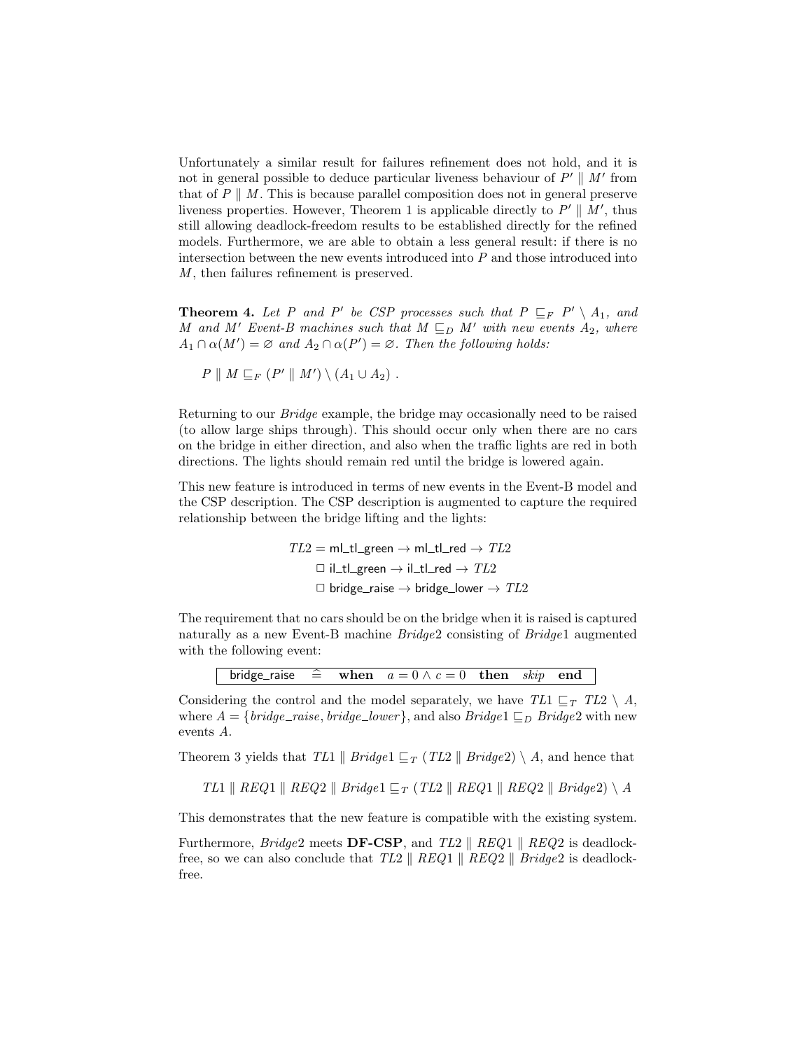Unfortunately a similar result for failures refinement does not hold, and it is not in general possible to deduce particular liveness behaviour of $P' \parallel M'$ from that of $P \parallel M$. This is because parallel composition does not in general preserve liveness properties. However, Theorem 1 is applicable directly to $P' \parallel M'$, thus still allowing deadlock-freedom results to be established directly for the refined models. Furthermore, we are able to obtain a less general result: if there is no intersection between the new events introduced into $P$ and those introduced into $M$, then failures refinement is preserved.

**Theorem 4.** *Let $P$ and $P'$ be CSP processes such that $P \sqsubseteq_F P' \setminus A_1$, and $M$ and $M'$ Event-B machines such that $M \sqsubseteq_D M'$ with new events $A_2$, where $A_1 \cap \alpha(M') = \varnothing$ and $A_2 \cap \alpha(P') = \varnothing$. Then the following holds:*

$$P \parallel M \sqsubseteq_F (P' \parallel M') \setminus (A_1 \cup A_2) \ .$$

Returning to our *Bridge* example, the bridge may occasionally need to be raised (to allow large ships through). This should occur only when there are no cars on the bridge in either direction, and also when the traffic lights are red in both directions. The lights should remain red until the bridge is lowered again.

This new feature is introduced in terms of new events in the Event-B model and the CSP description. The CSP description is augmented to capture the required relationship between the bridge lifting and the lights:

$$\begin{aligned} TL2 = {} & \mathsf{ml\_tl\_green} \rightarrow \mathsf{ml\_tl\_red} \rightarrow TL2 \\ & \Box\ \mathsf{il\_tl\_green} \rightarrow \mathsf{il\_tl\_red} \rightarrow TL2 \\ & \Box\ \mathsf{bridge\_raise} \rightarrow \mathsf{bridge\_lower} \rightarrow TL2 \end{aligned}$$

The requirement that no cars should be on the bridge when it is raised is captured naturally as a new Event-B machine *Bridge*2 consisting of *Bridge*1 augmented with the following event:

$$\boxed{\mathsf{bridge\_raise} \ \widehat{=} \ \ \mathbf{when} \ \ a = 0 \wedge c = 0 \ \ \mathbf{then} \ \ \mathit{skip} \ \ \mathbf{end}}$$

Considering the control and the model separately, we have $TL1 \sqsubseteq_T TL2 \setminus A$, where $A = \{bridge\_raise, bridge\_lower\}$, and also $Bridge1 \sqsubseteq_D Bridge2$ with new events $A$.

Theorem 3 yields that $TL1 \parallel Bridge1 \sqsubseteq_T (TL2 \parallel Bridge2) \setminus A$, and hence that

$$TL1 \parallel REQ1 \parallel REQ2 \parallel Bridge1 \sqsubseteq_T (TL2 \parallel REQ1 \parallel REQ2 \parallel Bridge2) \setminus A$$

This demonstrates that the new feature is compatible with the existing system.

Furthermore, *Bridge*2 meets **DF-CSP**, and $TL2 \parallel REQ1 \parallel REQ2$ is deadlock-free, so we can also conclude that $TL2 \parallel REQ1 \parallel REQ2 \parallel Bridge2$ is deadlock-free.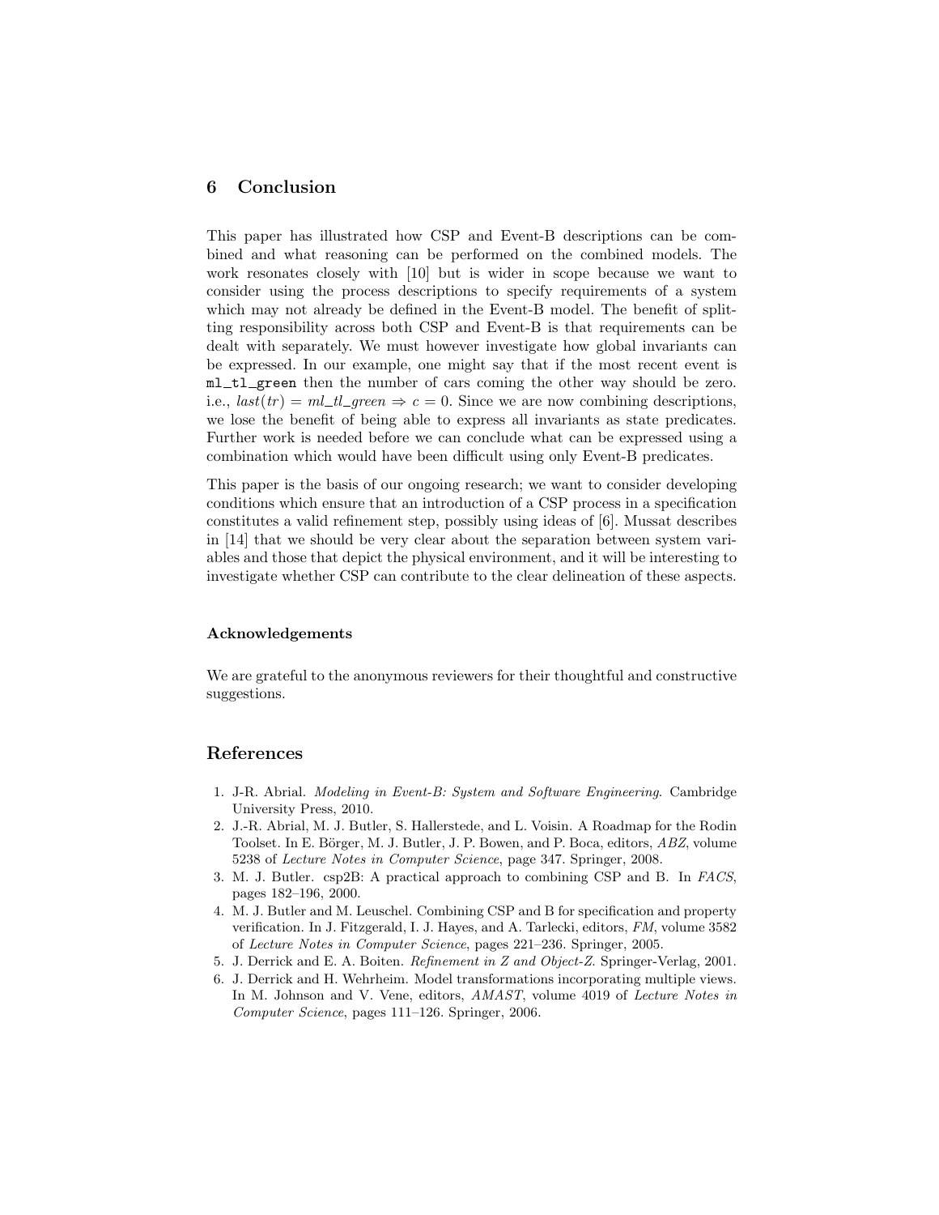## 6 Conclusion

This paper has illustrated how CSP and Event-B descriptions can be combined and what reasoning can be performed on the combined models. The work resonates closely with [10] but is wider in scope because we want to consider using the process descriptions to specify requirements of a system which may not already be defined in the Event-B model. The benefit of splitting responsibility across both CSP and Event-B is that requirements can be dealt with separately. We must however investigate how global invariants can be expressed. In our example, one might say that if the most recent event is `ml_tl_green` then the number of cars coming the other way should be zero. i.e., $last(tr) = ml\_tl\_green \Rightarrow c = 0$. Since we are now combining descriptions, we lose the benefit of being able to express all invariants as state predicates. Further work is needed before we can conclude what can be expressed using a combination which would have been difficult using only Event-B predicates.

This paper is the basis of our ongoing research; we want to consider developing conditions which ensure that an introduction of a CSP process in a specification constitutes a valid refinement step, possibly using ideas of [6]. Mussat describes in [14] that we should be very clear about the separation between system variables and those that depict the physical environment, and it will be interesting to investigate whether CSP can contribute to the clear delineation of these aspects.

#### Acknowledgements

We are grateful to the anonymous reviewers for their thoughtful and constructive suggestions.

## References

1. J-R. Abrial. *Modeling in Event-B: System and Software Engineering*. Cambridge University Press, 2010.
2. J.-R. Abrial, M. J. Butler, S. Hallerstede, and L. Voisin. A Roadmap for the Rodin Toolset. In E. Börger, M. J. Butler, J. P. Bowen, and P. Boca, editors, *ABZ*, volume 5238 of *Lecture Notes in Computer Science*, page 347. Springer, 2008.
3. M. J. Butler. csp2B: A practical approach to combining CSP and B. In *FACS*, pages 182–196, 2000.
4. M. J. Butler and M. Leuschel. Combining CSP and B for specification and property verification. In J. Fitzgerald, I. J. Hayes, and A. Tarlecki, editors, *FM*, volume 3582 of *Lecture Notes in Computer Science*, pages 221–236. Springer, 2005.
5. J. Derrick and E. A. Boiten. *Refinement in Z and Object-Z*. Springer-Verlag, 2001.
6. J. Derrick and H. Wehrheim. Model transformations incorporating multiple views. In M. Johnson and V. Vene, editors, *AMAST*, volume 4019 of *Lecture Notes in Computer Science*, pages 111–126. Springer, 2006.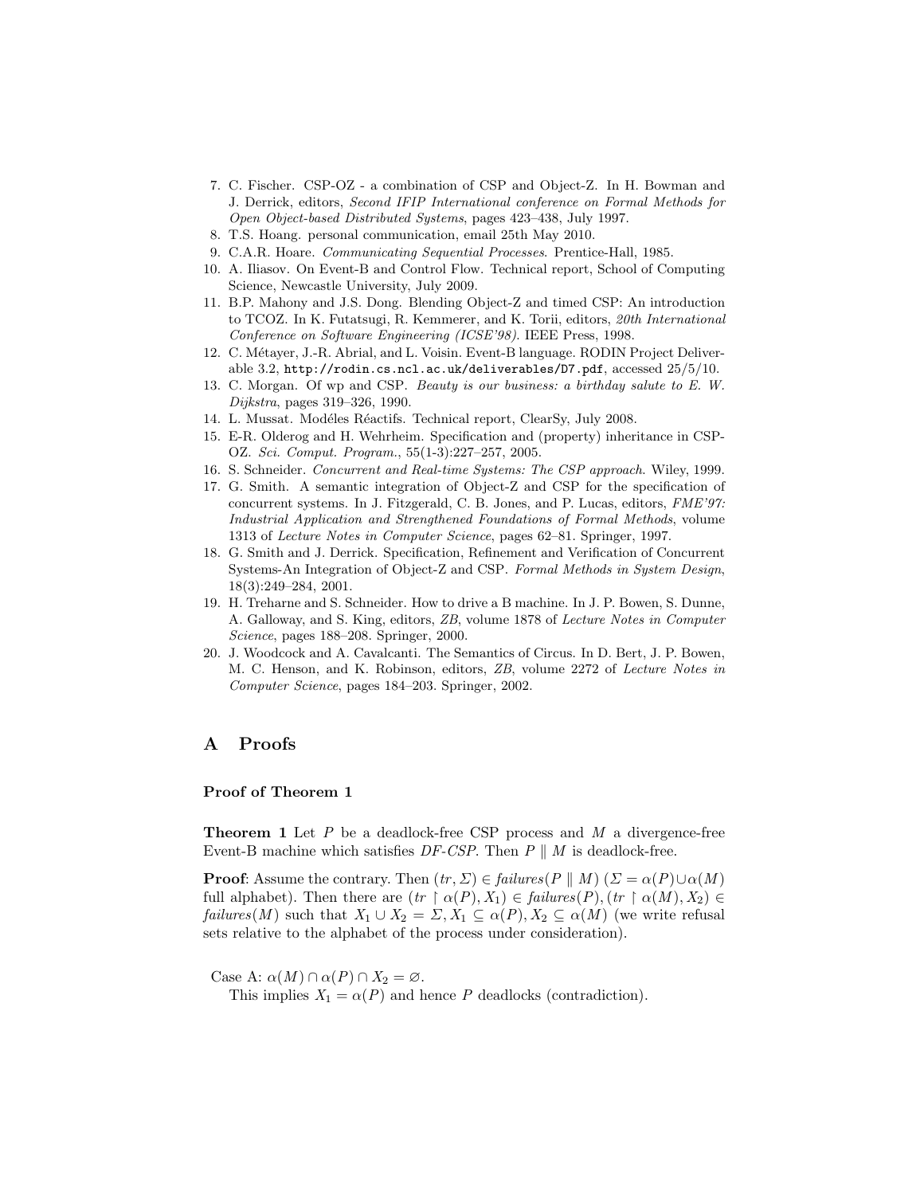7. C. Fischer. CSP-OZ - a combination of CSP and Object-Z. In H. Bowman and J. Derrick, editors, *Second IFIP International conference on Formal Methods for Open Object-based Distributed Systems*, pages 423–438, July 1997.
8. T.S. Hoang. personal communication, email 25th May 2010.
9. C.A.R. Hoare. *Communicating Sequential Processes*. Prentice-Hall, 1985.
10. A. Iliasov. On Event-B and Control Flow. Technical report, School of Computing Science, Newcastle University, July 2009.
11. B.P. Mahony and J.S. Dong. Blending Object-Z and timed CSP: An introduction to TCOZ. In K. Futatsugi, R. Kemmerer, and K. Torii, editors, *20th International Conference on Software Engineering (ICSE'98)*. IEEE Press, 1998.
12. C. Métayer, J.-R. Abrial, and L. Voisin. Event-B language. RODIN Project Deliverable 3.2, `http://rodin.cs.ncl.ac.uk/deliverables/D7.pdf`, accessed 25/5/10.
13. C. Morgan. Of wp and CSP. *Beauty is our business: a birthday salute to E. W. Dijkstra*, pages 319–326, 1990.
14. L. Mussat. Modéles Réactifs. Technical report, ClearSy, July 2008.
15. E-R. Olderog and H. Wehrheim. Specification and (property) inheritance in CSP-OZ. *Sci. Comput. Program.*, 55(1-3):227–257, 2005.
16. S. Schneider. *Concurrent and Real-time Systems: The CSP approach*. Wiley, 1999.
17. G. Smith. A semantic integration of Object-Z and CSP for the specification of concurrent systems. In J. Fitzgerald, C. B. Jones, and P. Lucas, editors, *FME'97: Industrial Application and Strengthened Foundations of Formal Methods*, volume 1313 of *Lecture Notes in Computer Science*, pages 62–81. Springer, 1997.
18. G. Smith and J. Derrick. Specification, Refinement and Verification of Concurrent Systems-An Integration of Object-Z and CSP. *Formal Methods in System Design*, 18(3):249–284, 2001.
19. H. Treharne and S. Schneider. How to drive a B machine. In J. P. Bowen, S. Dunne, A. Galloway, and S. King, editors, *ZB*, volume 1878 of *Lecture Notes in Computer Science*, pages 188–208. Springer, 2000.
20. J. Woodcock and A. Cavalcanti. The Semantics of Circus. In D. Bert, J. P. Bowen, M. C. Henson, and K. Robinson, editors, *ZB*, volume 2272 of *Lecture Notes in Computer Science*, pages 184–203. Springer, 2002.

## A Proofs

### Proof of Theorem 1

**Theorem 1** Let $P$ be a deadlock-free CSP process and $M$ a divergence-free Event-B machine which satisfies *DF-CSP*. Then $P \parallel M$ is deadlock-free.

**Proof**: Assume the contrary. Then $(tr, \Sigma) \in failures(P \parallel M)$ ($\Sigma = \alpha(P) \cup \alpha(M)$ full alphabet). Then there are $(tr \upharpoonright \alpha(P), X_1) \in failures(P), (tr \upharpoonright \alpha(M), X_2) \in failures(M)$ such that $X_1 \cup X_2 = \Sigma, X_1 \subseteq \alpha(P), X_2 \subseteq \alpha(M)$ (we write refusal sets relative to the alphabet of the process under consideration).

Case A: $\alpha(M) \cap \alpha(P) \cap X_2 = \varnothing$.
This implies $X_1 = \alpha(P)$ and hence $P$ deadlocks (contradiction).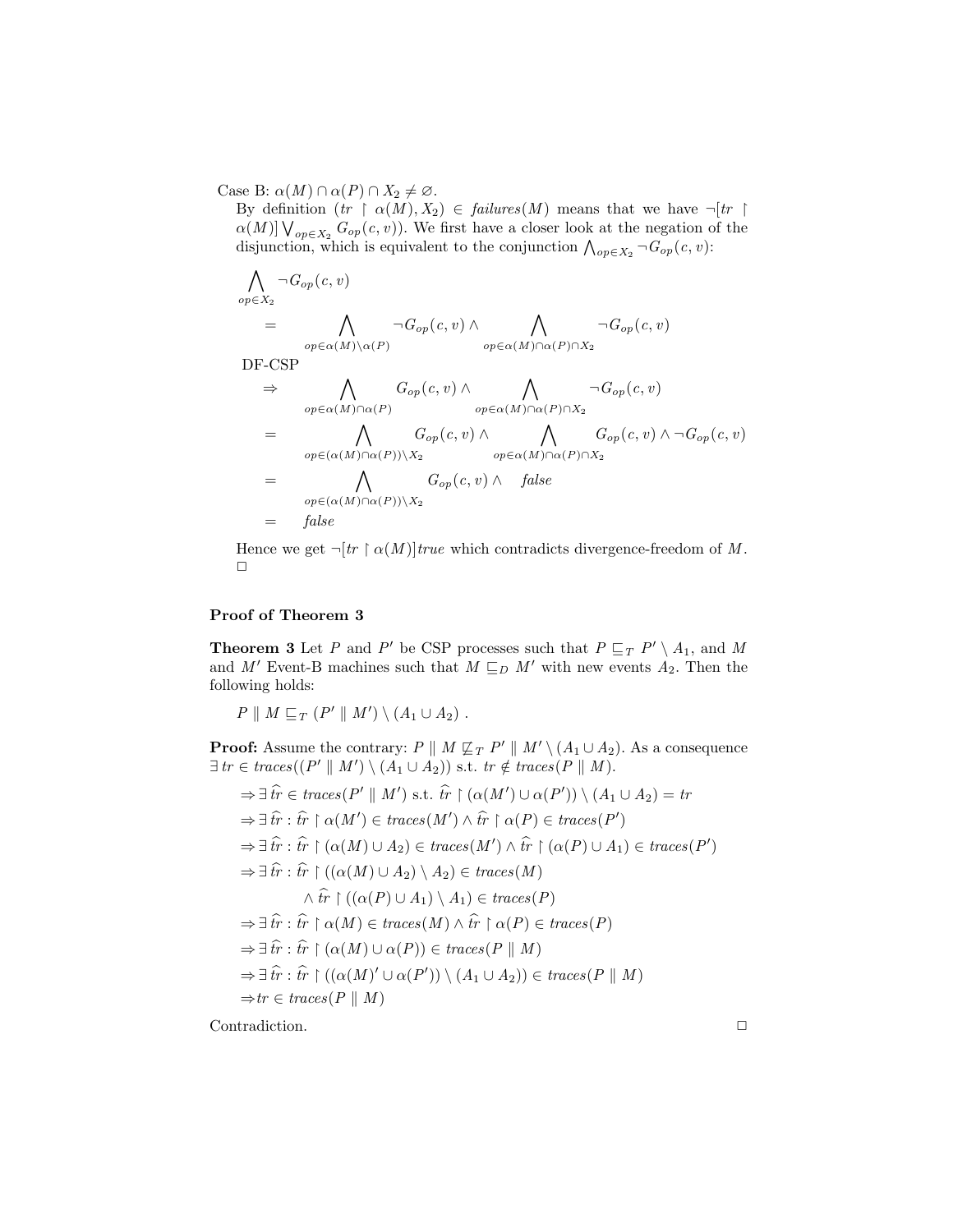Case B: $\alpha(M) \cap \alpha(P) \cap X_2 \neq \varnothing$.

By definition $(tr \upharpoonright \alpha(M), X_2) \in \mathit{failures}(M)$ means that we have $\neg[tr \upharpoonright \alpha(M)] \bigvee_{op \in X_2} G_{op}(c, v))$. We first have a closer look at the negation of the disjunction, which is equivalent to the conjunction $\bigwedge_{op \in X_2} \neg G_{op}(c, v)$:

$$
\begin{aligned}
& \bigwedge_{op \in X_2} \neg G_{op}(c, v) \\
& = \bigwedge_{op \in \alpha(M) \setminus \alpha(P)} \neg G_{op}(c, v) \wedge \bigwedge_{op \in \alpha(M) \cap \alpha(P) \cap X_2} \neg G_{op}(c, v) \\
& \text{DF-CSP} \\
& \Rightarrow \bigwedge_{op \in \alpha(M) \cap \alpha(P)} G_{op}(c, v) \wedge \bigwedge_{op \in \alpha(M) \cap \alpha(P) \cap X_2} \neg G_{op}(c, v) \\
& = \bigwedge_{op \in (\alpha(M) \cap \alpha(P)) \setminus X_2} G_{op}(c, v) \wedge \bigwedge_{op \in \alpha(M) \cap \alpha(P) \cap X_2} G_{op}(c, v) \wedge \neg G_{op}(c, v) \\
& = \bigwedge_{op \in (\alpha(M) \cap \alpha(P)) \setminus X_2} G_{op}(c, v) \wedge \; \mathit{false} \\
& = \mathit{false}
\end{aligned}
$$

Hence we get $\neg[tr \upharpoonright \alpha(M)]\mathit{true}$ which contradicts divergence-freedom of $M$. □

### Proof of Theorem 3

**Theorem 3** Let $P$ and $P'$ be CSP processes such that $P \sqsubseteq_T P' \setminus A_1$, and $M$ and $M'$ Event-B machines such that $M \sqsubseteq_D M'$ with new events $A_2$. Then the following holds:

$$P \parallel M \sqsubseteq_T (P' \parallel M') \setminus (A_1 \cup A_2) \; .$$

**Proof:** Assume the contrary: $P \parallel M \not\sqsubseteq_T P' \parallel M' \setminus (A_1 \cup A_2)$. As a consequence $\exists \, tr \in \mathit{traces}((P' \parallel M') \setminus (A_1 \cup A_2))$ s.t. $tr \notin \mathit{traces}(P \parallel M)$.

$$
\begin{aligned}
& \Rightarrow \exists \, \widehat{tr} \in \mathit{traces}(P' \parallel M') \text{ s.t. } \widehat{tr} \upharpoonright (\alpha(M') \cup \alpha(P')) \setminus (A_1 \cup A_2) = tr \\
& \Rightarrow \exists \, \widehat{tr} : \widehat{tr} \upharpoonright \alpha(M') \in \mathit{traces}(M') \wedge \widehat{tr} \upharpoonright \alpha(P) \in \mathit{traces}(P') \\
& \Rightarrow \exists \, \widehat{tr} : \widehat{tr} \upharpoonright (\alpha(M) \cup A_2) \in \mathit{traces}(M') \wedge \widehat{tr} \upharpoonright (\alpha(P) \cup A_1) \in \mathit{traces}(P') \\
& \Rightarrow \exists \, \widehat{tr} : \widehat{tr} \upharpoonright ((\alpha(M) \cup A_2) \setminus A_2) \in \mathit{traces}(M) \\
& \qquad \wedge \widehat{tr} \upharpoonright ((\alpha(P) \cup A_1) \setminus A_1) \in \mathit{traces}(P) \\
& \Rightarrow \exists \, \widehat{tr} : \widehat{tr} \upharpoonright \alpha(M) \in \mathit{traces}(M) \wedge \widehat{tr} \upharpoonright \alpha(P) \in \mathit{traces}(P) \\
& \Rightarrow \exists \, \widehat{tr} : \widehat{tr} \upharpoonright (\alpha(M) \cup \alpha(P)) \in \mathit{traces}(P \parallel M) \\
& \Rightarrow \exists \, \widehat{tr} : \widehat{tr} \upharpoonright ((\alpha(M)' \cup \alpha(P')) \setminus (A_1 \cup A_2)) \in \mathit{traces}(P \parallel M) \\
& \Rightarrow tr \in \mathit{traces}(P \parallel M)
\end{aligned}
$$

Contradiction. □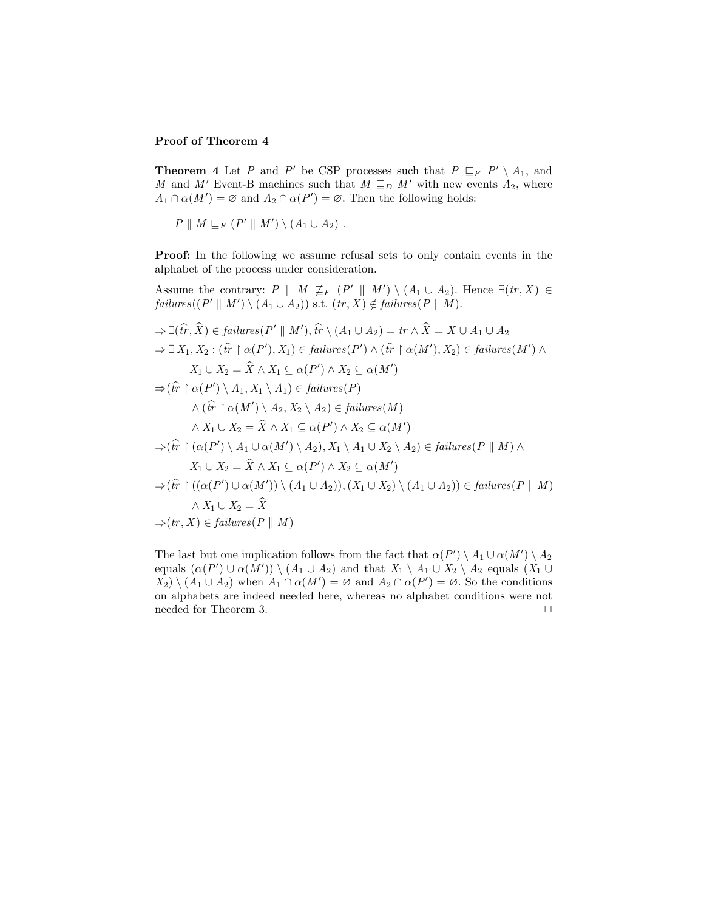**Proof of Theorem 4**

**Theorem 4** Let $P$ and $P'$ be CSP processes such that $P \sqsubseteq_F P' \setminus A_1$, and $M$ and $M'$ Event-B machines such that $M \sqsubseteq_D M'$ with new events $A_2$, where $A_1 \cap \alpha(M') = \varnothing$ and $A_2 \cap \alpha(P') = \varnothing$. Then the following holds:

$$P \parallel M \sqsubseteq_F (P' \parallel M') \setminus (A_1 \cup A_2) \ .$$

**Proof:** In the following we assume refusal sets to only contain events in the alphabet of the process under consideration.

Assume the contrary: $P \parallel M \not\sqsubseteq_F (P' \parallel M') \setminus (A_1 \cup A_2)$. Hence $\exists (tr, X) \in \mathit{failures}((P' \parallel M') \setminus (A_1 \cup A_2))$ s.t. $(tr, X) \notin \mathit{failures}(P \parallel M)$.

$$
\begin{aligned}
&\Rightarrow \exists (\widehat{tr}, \widehat{X}) \in \mathit{failures}(P' \parallel M'), \widehat{tr} \setminus (A_1 \cup A_2) = tr \wedge \widehat{X} = X \cup A_1 \cup A_2 \\
&\Rightarrow \exists\, X_1, X_2 : (\widehat{tr} \restriction \alpha(P'), X_1) \in \mathit{failures}(P') \wedge (\widehat{tr} \restriction \alpha(M'), X_2) \in \mathit{failures}(M') \wedge \\
&\qquad X_1 \cup X_2 = \widehat{X} \wedge X_1 \subseteq \alpha(P') \wedge X_2 \subseteq \alpha(M') \\
&\Rightarrow (\widehat{tr} \restriction \alpha(P') \setminus A_1, X_1 \setminus A_1) \in \mathit{failures}(P) \\
&\qquad \wedge (\widehat{tr} \restriction \alpha(M') \setminus A_2, X_2 \setminus A_2) \in \mathit{failures}(M) \\
&\qquad \wedge X_1 \cup X_2 = \widehat{X} \wedge X_1 \subseteq \alpha(P') \wedge X_2 \subseteq \alpha(M') \\
&\Rightarrow (\widehat{tr} \restriction (\alpha(P') \setminus A_1 \cup \alpha(M') \setminus A_2), X_1 \setminus A_1 \cup X_2 \setminus A_2) \in \mathit{failures}(P \parallel M) \wedge \\
&\qquad X_1 \cup X_2 = \widehat{X} \wedge X_1 \subseteq \alpha(P') \wedge X_2 \subseteq \alpha(M') \\
&\Rightarrow (\widehat{tr} \restriction ((\alpha(P') \cup \alpha(M')) \setminus (A_1 \cup A_2)), (X_1 \cup X_2) \setminus (A_1 \cup A_2)) \in \mathit{failures}(P \parallel M) \\
&\qquad \wedge X_1 \cup X_2 = \widehat{X} \\
&\Rightarrow (tr, X) \in \mathit{failures}(P \parallel M)
\end{aligned}
$$

The last but one implication follows from the fact that $\alpha(P') \setminus A_1 \cup \alpha(M') \setminus A_2$ equals $(\alpha(P') \cup \alpha(M')) \setminus (A_1 \cup A_2)$ and that $X_1 \setminus A_1 \cup X_2 \setminus A_2$ equals $(X_1 \cup X_2) \setminus (A_1 \cup A_2)$ when $A_1 \cap \alpha(M') = \varnothing$ and $A_2 \cap \alpha(P') = \varnothing$. So the conditions on alphabets are indeed needed here, whereas no alphabet conditions were not needed for Theorem 3. □